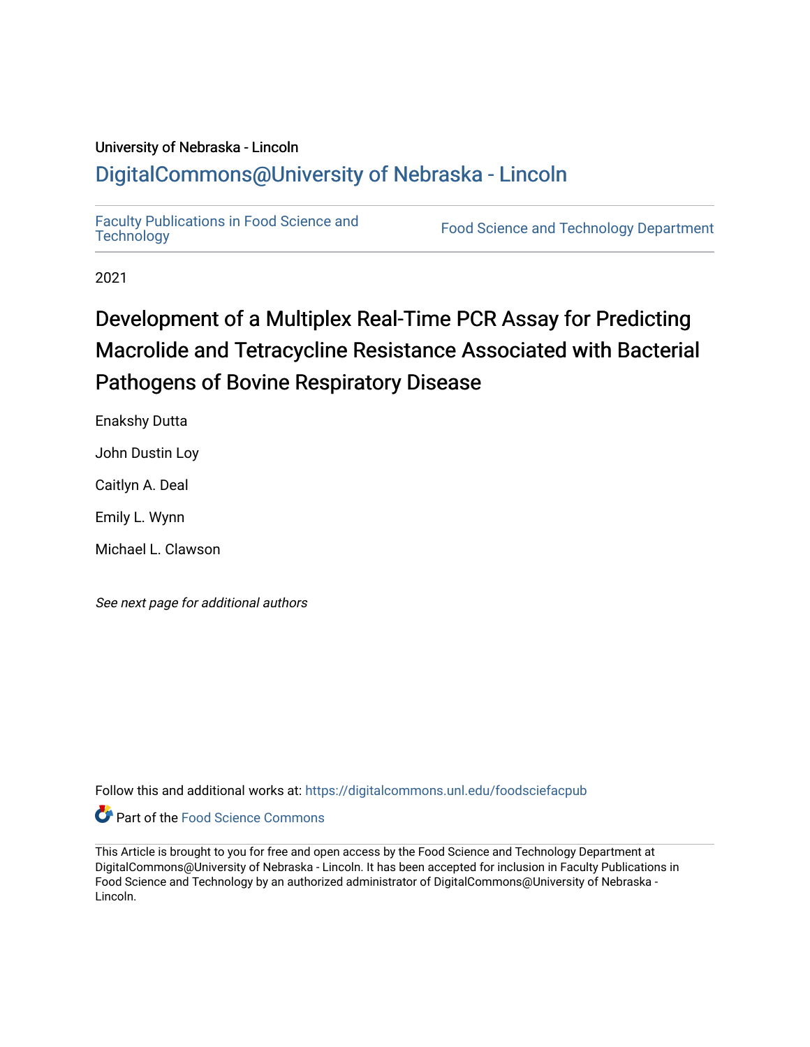University of Nebraska - Lincoln

## DigitalCommons@University of Nebraska - Lincoln

Faculty Publications in Food Science and Technology

Food Science and Technology Department

2021

# Development of a Multiplex Real-Time PCR Assay for Predicting Macrolide and Tetracycline Resistance Associated with Bacterial Pathogens of Bovine Respiratory Disease

Enakshy Dutta

John Dustin Loy

Caitlyn A. Deal

Emily L. Wynn

Michael L. Clawson

*See next page for additional authors*

Follow this and additional works at: https://digitalcommons.unl.edu/foodsciefacpub

Part of the Food Science Commons

This Article is brought to you for free and open access by the Food Science and Technology Department at DigitalCommons@University of Nebraska - Lincoln. It has been accepted for inclusion in Faculty Publications in Food Science and Technology by an authorized administrator of DigitalCommons@University of Nebraska - Lincoln.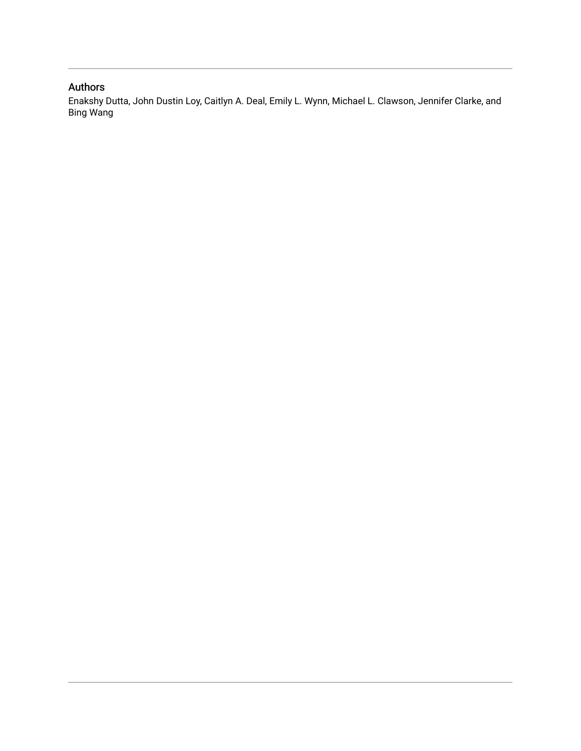## Authors

Enakshy Dutta, John Dustin Loy, Caitlyn A. Deal, Emily L. Wynn, Michael L. Clawson, Jennifer Clarke, and Bing Wang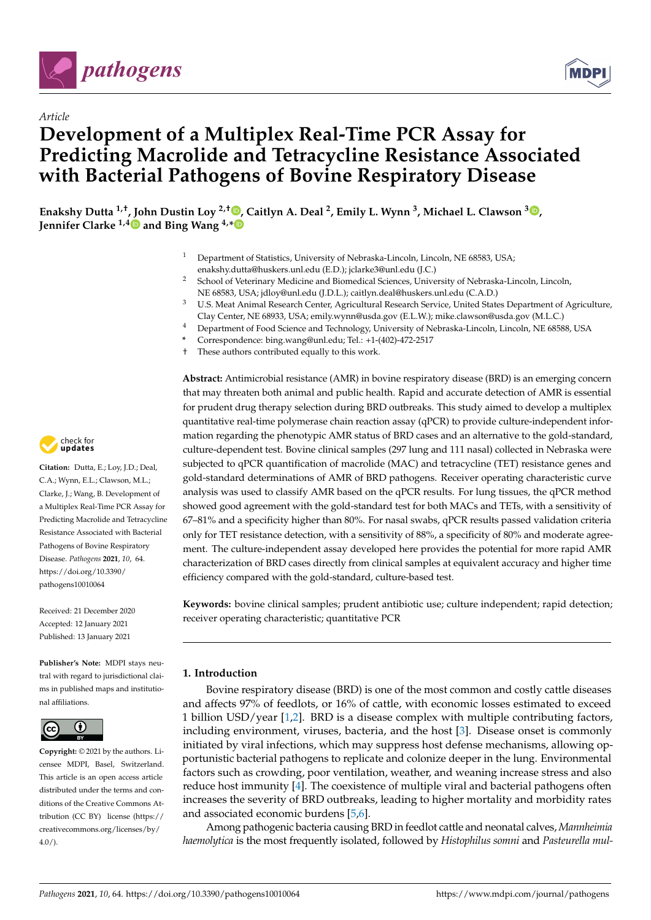Article

# Development of a Multiplex Real-Time PCR Assay for Predicting Macrolide and Tetracycline Resistance Associated with Bacterial Pathogens of Bovine Respiratory Disease

**Enakshy Dutta [1,†], John Dustin Loy [2,†], Caitlyn A. Deal [2], Emily L. Wynn [3], Michael L. Clawson [3], Jennifer Clarke [1,4] and Bing Wang [4,*]**

[1] Department of Statistics, University of Nebraska-Lincoln, Lincoln, NE 68583, USA; enakshy.dutta@huskers.unl.edu (E.D.); jclarke3@unl.edu (J.C.)

[2] School of Veterinary Medicine and Biomedical Sciences, University of Nebraska-Lincoln, Lincoln, NE 68583, USA; jdloy@unl.edu (J.D.L.); caitlyn.deal@huskers.unl.edu (C.A.D.)

[3] U.S. Meat Animal Research Center, Agricultural Research Service, United States Department of Agriculture, Clay Center, NE 68933, USA; emily.wynn@usda.gov (E.L.W.); mike.clawson@usda.gov (M.L.C.)

[4] Department of Food Science and Technology, University of Nebraska-Lincoln, Lincoln, NE 68588, USA

\* Correspondence: bing.wang@unl.edu; Tel.: +1-(402)-472-2517

† These authors contributed equally to this work.

**Citation:** Dutta, E.; Loy, J.D.; Deal, C.A.; Wynn, E.L.; Clawson, M.L.; Clarke, J.; Wang, B. Development of a Multiplex Real-Time PCR Assay for Predicting Macrolide and Tetracycline Resistance Associated with Bacterial Pathogens of Bovine Respiratory Disease. *Pathogens* **2021**, *10*, 64. https://doi.org/10.3390/pathogens10010064

Received: 21 December 2020
Accepted: 12 January 2021
Published: 13 January 2021

**Publisher's Note:** MDPI stays neutral with regard to jurisdictional claims in published maps and institutional affiliations.

**Copyright:** © 2021 by the authors. Licensee MDPI, Basel, Switzerland. This article is an open access article distributed under the terms and conditions of the Creative Commons Attribution (CC BY) license (https://creativecommons.org/licenses/by/4.0/).

**Abstract:** Antimicrobial resistance (AMR) in bovine respiratory disease (BRD) is an emerging concern that may threaten both animal and public health. Rapid and accurate detection of AMR is essential for prudent drug therapy selection during BRD outbreaks. This study aimed to develop a multiplex quantitative real-time polymerase chain reaction assay (qPCR) to provide culture-independent information regarding the phenotypic AMR status of BRD cases and an alternative to the gold-standard, culture-dependent test. Bovine clinical samples (297 lung and 111 nasal) collected in Nebraska were subjected to qPCR quantification of macrolide (MAC) and tetracycline (TET) resistance genes and gold-standard determinations of AMR of BRD pathogens. Receiver operating characteristic curve analysis was used to classify AMR based on the qPCR results. For lung tissues, the qPCR method showed good agreement with the gold-standard test for both MACs and TETs, with a sensitivity of 67–81% and a specificity higher than 80%. For nasal swabs, qPCR results passed validation criteria only for TET resistance detection, with a sensitivity of 88%, a specificity of 80% and moderate agreement. The culture-independent assay developed here provides the potential for more rapid AMR characterization of BRD cases directly from clinical samples at equivalent accuracy and higher time efficiency compared with the gold-standard, culture-based test.

**Keywords:** bovine clinical samples; prudent antibiotic use; culture independent; rapid detection; receiver operating characteristic; quantitative PCR

## 1. Introduction

Bovine respiratory disease (BRD) is one of the most common and costly cattle diseases and affects 97% of feedlots, or 16% of cattle, with economic losses estimated to exceed 1 billion USD/year [1,2]. BRD is a disease complex with multiple contributing factors, including environment, viruses, bacteria, and the host [3]. Disease onset is commonly initiated by viral infections, which may suppress host defense mechanisms, allowing opportunistic bacterial pathogens to replicate and colonize deeper in the lung. Environmental factors such as crowding, poor ventilation, weather, and weaning increase stress and also reduce host immunity [4]. The coexistence of multiple viral and bacterial pathogens often increases the severity of BRD outbreaks, leading to higher mortality and morbidity rates and associated economic burdens [5,6].

Among pathogenic bacteria causing BRD in feedlot cattle and neonatal calves, *Mannheimia haemolytica* is the most frequently isolated, followed by *Histophilus somni* and *Pasteurella mul-*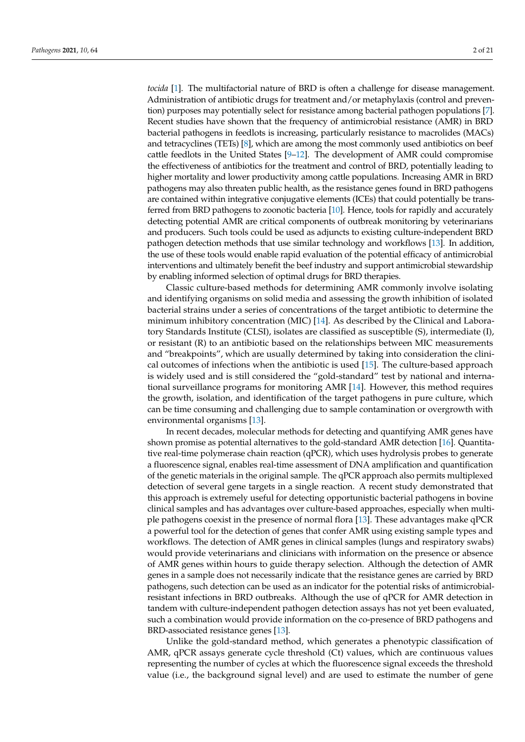*tocida* [1]. The multifactorial nature of BRD is often a challenge for disease management. Administration of antibiotic drugs for treatment and/or metaphylaxis (control and prevention) purposes may potentially select for resistance among bacterial pathogen populations [7]. Recent studies have shown that the frequency of antimicrobial resistance (AMR) in BRD bacterial pathogens in feedlots is increasing, particularly resistance to macrolides (MACs) and tetracyclines (TETs) [8], which are among the most commonly used antibiotics on beef cattle feedlots in the United States [9–12]. The development of AMR could compromise the effectiveness of antibiotics for the treatment and control of BRD, potentially leading to higher mortality and lower productivity among cattle populations. Increasing AMR in BRD pathogens may also threaten public health, as the resistance genes found in BRD pathogens are contained within integrative conjugative elements (ICEs) that could potentially be transferred from BRD pathogens to zoonotic bacteria [10]. Hence, tools for rapidly and accurately detecting potential AMR are critical components of outbreak monitoring by veterinarians and producers. Such tools could be used as adjuncts to existing culture-independent BRD pathogen detection methods that use similar technology and workflows [13]. In addition, the use of these tools would enable rapid evaluation of the potential efficacy of antimicrobial interventions and ultimately benefit the beef industry and support antimicrobial stewardship by enabling informed selection of optimal drugs for BRD therapies.

Classic culture-based methods for determining AMR commonly involve isolating and identifying organisms on solid media and assessing the growth inhibition of isolated bacterial strains under a series of concentrations of the target antibiotic to determine the minimum inhibitory concentration (MIC) [14]. As described by the Clinical and Laboratory Standards Institute (CLSI), isolates are classified as susceptible (S), intermediate (I), or resistant (R) to an antibiotic based on the relationships between MIC measurements and "breakpoints", which are usually determined by taking into consideration the clinical outcomes of infections when the antibiotic is used [15]. The culture-based approach is widely used and is still considered the "gold-standard" test by national and international surveillance programs for monitoring AMR [14]. However, this method requires the growth, isolation, and identification of the target pathogens in pure culture, which can be time consuming and challenging due to sample contamination or overgrowth with environmental organisms [13].

In recent decades, molecular methods for detecting and quantifying AMR genes have shown promise as potential alternatives to the gold-standard AMR detection [16]. Quantitative real-time polymerase chain reaction (qPCR), which uses hydrolysis probes to generate a fluorescence signal, enables real-time assessment of DNA amplification and quantification of the genetic materials in the original sample. The qPCR approach also permits multiplexed detection of several gene targets in a single reaction. A recent study demonstrated that this approach is extremely useful for detecting opportunistic bacterial pathogens in bovine clinical samples and has advantages over culture-based approaches, especially when multiple pathogens coexist in the presence of normal flora [13]. These advantages make qPCR a powerful tool for the detection of genes that confer AMR using existing sample types and workflows. The detection of AMR genes in clinical samples (lungs and respiratory swabs) would provide veterinarians and clinicians with information on the presence or absence of AMR genes within hours to guide therapy selection. Although the detection of AMR genes in a sample does not necessarily indicate that the resistance genes are carried by BRD pathogens, such detection can be used as an indicator for the potential risks of antimicrobial-resistant infections in BRD outbreaks. Although the use of qPCR for AMR detection in tandem with culture-independent pathogen detection assays has not yet been evaluated, such a combination would provide information on the co-presence of BRD pathogens and BRD-associated resistance genes [13].

Unlike the gold-standard method, which generates a phenotypic classification of AMR, qPCR assays generate cycle threshold (Ct) values, which are continuous values representing the number of cycles at which the fluorescence signal exceeds the threshold value (i.e., the background signal level) and are used to estimate the number of gene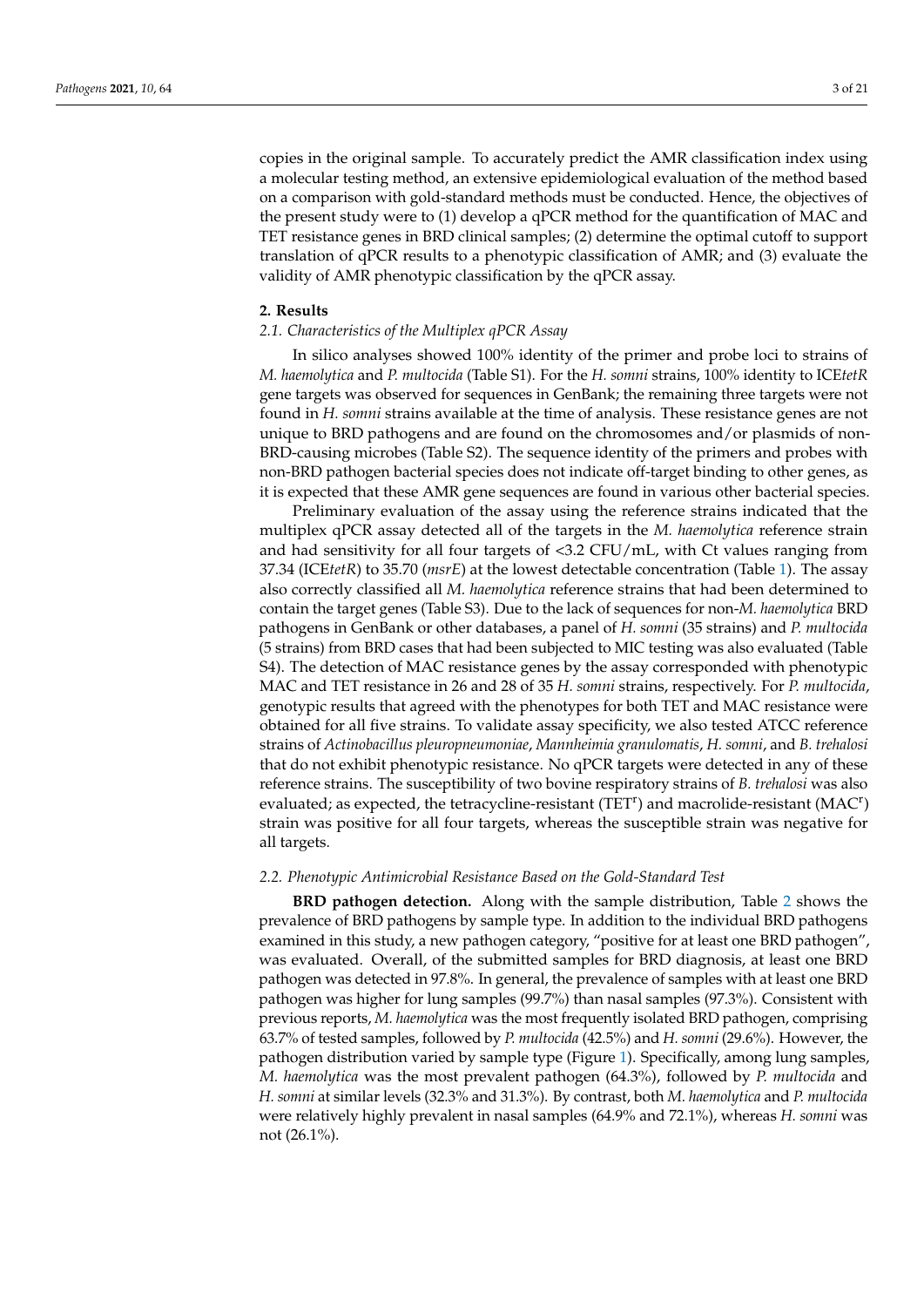copies in the original sample. To accurately predict the AMR classification index using a molecular testing method, an extensive epidemiological evaluation of the method based on a comparison with gold-standard methods must be conducted. Hence, the objectives of the present study were to (1) develop a qPCR method for the quantification of MAC and TET resistance genes in BRD clinical samples; (2) determine the optimal cutoff to support translation of qPCR results to a phenotypic classification of AMR; and (3) evaluate the validity of AMR phenotypic classification by the qPCR assay.

## 2. Results

### 2.1. Characteristics of the Multiplex qPCR Assay

In silico analyses showed 100% identity of the primer and probe loci to strains of *M. haemolytica* and *P. multocida* (Table S1). For the *H. somni* strains, 100% identity to ICE*tetR* gene targets was observed for sequences in GenBank; the remaining three targets were not found in *H. somni* strains available at the time of analysis. These resistance genes are not unique to BRD pathogens and are found on the chromosomes and/or plasmids of non-BRD-causing microbes (Table S2). The sequence identity of the primers and probes with non-BRD pathogen bacterial species does not indicate off-target binding to other genes, as it is expected that these AMR gene sequences are found in various other bacterial species.

Preliminary evaluation of the assay using the reference strains indicated that the multiplex qPCR assay detected all of the targets in the *M. haemolytica* reference strain and had sensitivity for all four targets of <3.2 CFU/mL, with Ct values ranging from 37.34 (ICE*tetR*) to 35.70 (*msrE*) at the lowest detectable concentration (Table 1). The assay also correctly classified all *M. haemolytica* reference strains that had been determined to contain the target genes (Table S3). Due to the lack of sequences for non-*M. haemolytica* BRD pathogens in GenBank or other databases, a panel of *H. somni* (35 strains) and *P. multocida* (5 strains) from BRD cases that had been subjected to MIC testing was also evaluated (Table S4). The detection of MAC resistance genes by the assay corresponded with phenotypic MAC and TET resistance in 26 and 28 of 35 *H. somni* strains, respectively. For *P. multocida*, genotypic results that agreed with the phenotypes for both TET and MAC resistance were obtained for all five strains. To validate assay specificity, we also tested ATCC reference strains of *Actinobacillus pleuropneumoniae*, *Mannheimia granulomatis*, *H. somni*, and *B. trehalosi* that do not exhibit phenotypic resistance. No qPCR targets were detected in any of these reference strains. The susceptibility of two bovine respiratory strains of *B. trehalosi* was also evaluated; as expected, the tetracycline-resistant ($TET^r$) and macrolide-resistant ($MAC^r$) strain was positive for all four targets, whereas the susceptible strain was negative for all targets.

### 2.2. Phenotypic Antimicrobial Resistance Based on the Gold-Standard Test

**BRD pathogen detection.** Along with the sample distribution, Table 2 shows the prevalence of BRD pathogens by sample type. In addition to the individual BRD pathogens examined in this study, a new pathogen category, "positive for at least one BRD pathogen", was evaluated. Overall, of the submitted samples for BRD diagnosis, at least one BRD pathogen was detected in 97.8%. In general, the prevalence of samples with at least one BRD pathogen was higher for lung samples (99.7%) than nasal samples (97.3%). Consistent with previous reports, *M. haemolytica* was the most frequently isolated BRD pathogen, comprising 63.7% of tested samples, followed by *P. multocida* (42.5%) and *H. somni* (29.6%). However, the pathogen distribution varied by sample type (Figure 1). Specifically, among lung samples, *M. haemolytica* was the most prevalent pathogen (64.3%), followed by *P. multocida* and *H. somni* at similar levels (32.3% and 31.3%). By contrast, both *M. haemolytica* and *P. multocida* were relatively highly prevalent in nasal samples (64.9% and 72.1%), whereas *H. somni* was not (26.1%).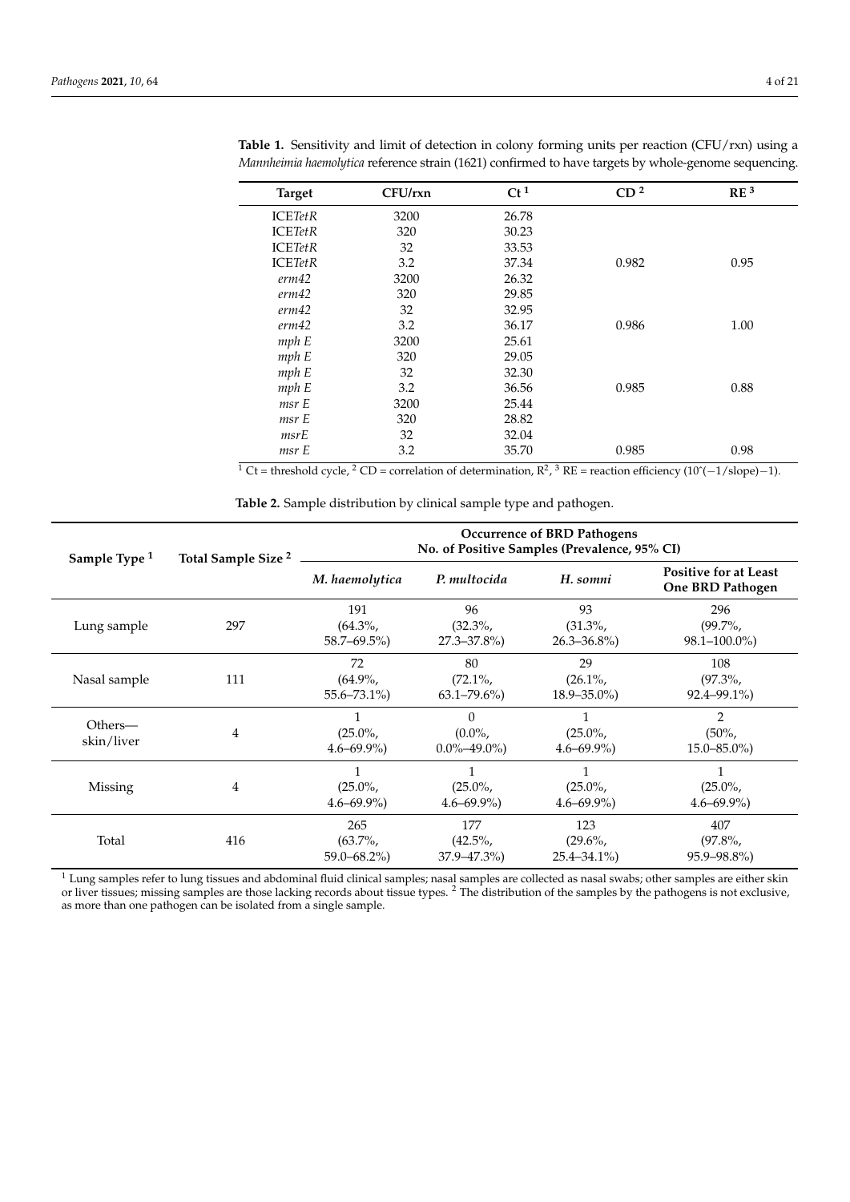**Table 1.** Sensitivity and limit of detection in colony forming units per reaction (CFU/rxn) using a *Mannheimia haemolytica* reference strain (1621) confirmed to have targets by whole-genome sequencing.

| Target | CFU/rxn | Ct [1] | CD [2] | RE [3] |
|---|---|---|---|---|
| ICE*TetR* | 3200 | 26.78 | | |
| ICE*TetR* | 320 | 30.23 | | |
| ICE*TetR* | 32 | 33.53 | | |
| ICE*TetR* | 3.2 | 37.34 | 0.982 | 0.95 |
| *erm42* | 3200 | 26.32 | | |
| *erm42* | 320 | 29.85 | | |
| *erm42* | 32 | 32.95 | | |
| *erm42* | 3.2 | 36.17 | 0.986 | 1.00 |
| *mph E* | 3200 | 25.61 | | |
| *mph E* | 320 | 29.05 | | |
| *mph E* | 32 | 32.30 | | |
| *mph E* | 3.2 | 36.56 | 0.985 | 0.88 |
| *msr E* | 3200 | 25.44 | | |
| *msr E* | 320 | 28.82 | | |
| *msrE* | 32 | 32.04 | | |
| *msr E* | 3.2 | 35.70 | 0.985 | 0.98 |

[1] Ct = threshold cycle, [2] CD = correlation of determination, $R^2$, [3] RE = reaction efficiency ($10^{(-1/slope)}-1$).

**Table 2.** Sample distribution by clinical sample type and pathogen.

| Sample Type [1] | Total Sample Size [2] | Occurrence of BRD Pathogens No. of Positive Samples (Prevalence, 95% CI) | | | |
|---|---|---|---|---|---|
| | | *M. haemolytica* | *P. multocida* | *H. somni* | Positive for at Least One BRD Pathogen |
| Lung sample | 297 | 191 (64.3%, 58.7–69.5%) | 96 (32.3%, 27.3–37.8%) | 93 (31.3%, 26.3–36.8%) | 296 (99.7%, 98.1–100.0%) |
| Nasal sample | 111 | 72 (64.9%, 55.6–73.1%) | 80 (72.1%, 63.1–79.6%) | 29 (26.1%, 18.9–35.0%) | 108 (97.3%, 92.4–99.1%) |
| Others—skin/liver | 4 | 1 (25.0%, 4.6–69.9%) | 0 (0.0%, 0.0%–49.0%) | 1 (25.0%, 4.6–69.9%) | 2 (50%, 15.0–85.0%) |
| Missing | 4 | 1 (25.0%, 4.6–69.9%) | 1 (25.0%, 4.6–69.9%) | 1 (25.0%, 4.6–69.9%) | 1 (25.0%, 4.6–69.9%) |
| Total | 416 | 265 (63.7%, 59.0–68.2%) | 177 (42.5%, 37.9–47.3%) | 123 (29.6%, 25.4–34.1%) | 407 (97.8%, 95.9–98.8%) |

[1] Lung samples refer to lung tissues and abdominal fluid clinical samples; nasal samples are collected as nasal swabs; other samples are either skin or liver tissues; missing samples are those lacking records about tissue types. [2] The distribution of the samples by the pathogens is not exclusive, as more than one pathogen can be isolated from a single sample.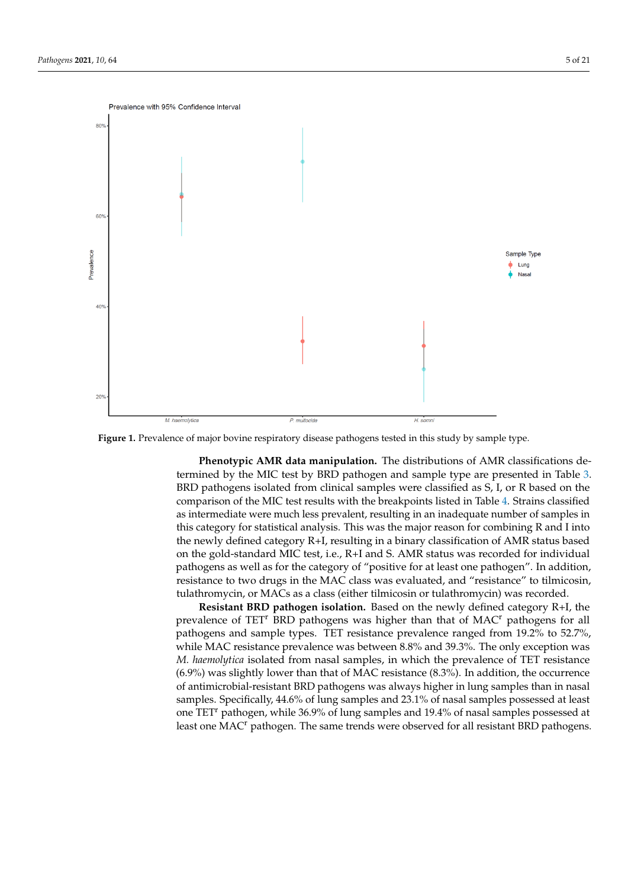**Figure 1.** Prevalence of major bovine respiratory disease pathogens tested in this study by sample type.

**Phenotypic AMR data manipulation.** The distributions of AMR classifications determined by the MIC test by BRD pathogen and sample type are presented in Table 3. BRD pathogens isolated from clinical samples were classified as S, I, or R based on the comparison of the MIC test results with the breakpoints listed in Table 4. Strains classified as intermediate were much less prevalent, resulting in an inadequate number of samples in this category for statistical analysis. This was the major reason for combining R and I into the newly defined category R+I, resulting in a binary classification of AMR status based on the gold-standard MIC test, i.e., R+I and S. AMR status was recorded for individual pathogens as well as for the category of "positive for at least one pathogen". In addition, resistance to two drugs in the MAC class was evaluated, and "resistance" to tilmicosin, tulathromycin, or MACs as a class (either tilmicosin or tulathromycin) was recorded.

**Resistant BRD pathogen isolation.** Based on the newly defined category R+I, the prevalence of TET$^r$ BRD pathogens was higher than that of MAC$^r$ pathogens for all pathogens and sample types. TET resistance prevalence ranged from 19.2% to 52.7%, while MAC resistance prevalence was between 8.8% and 39.3%. The only exception was *M. haemolytica* isolated from nasal samples, in which the prevalence of TET resistance (6.9%) was slightly lower than that of MAC resistance (8.3%). In addition, the occurrence of antimicrobial-resistant BRD pathogens was always higher in lung samples than in nasal samples. Specifically, 44.6% of lung samples and 23.1% of nasal samples possessed at least one TET$^r$ pathogen, while 36.9% of lung samples and 19.4% of nasal samples possessed at least one MAC$^r$ pathogen. The same trends were observed for all resistant BRD pathogens.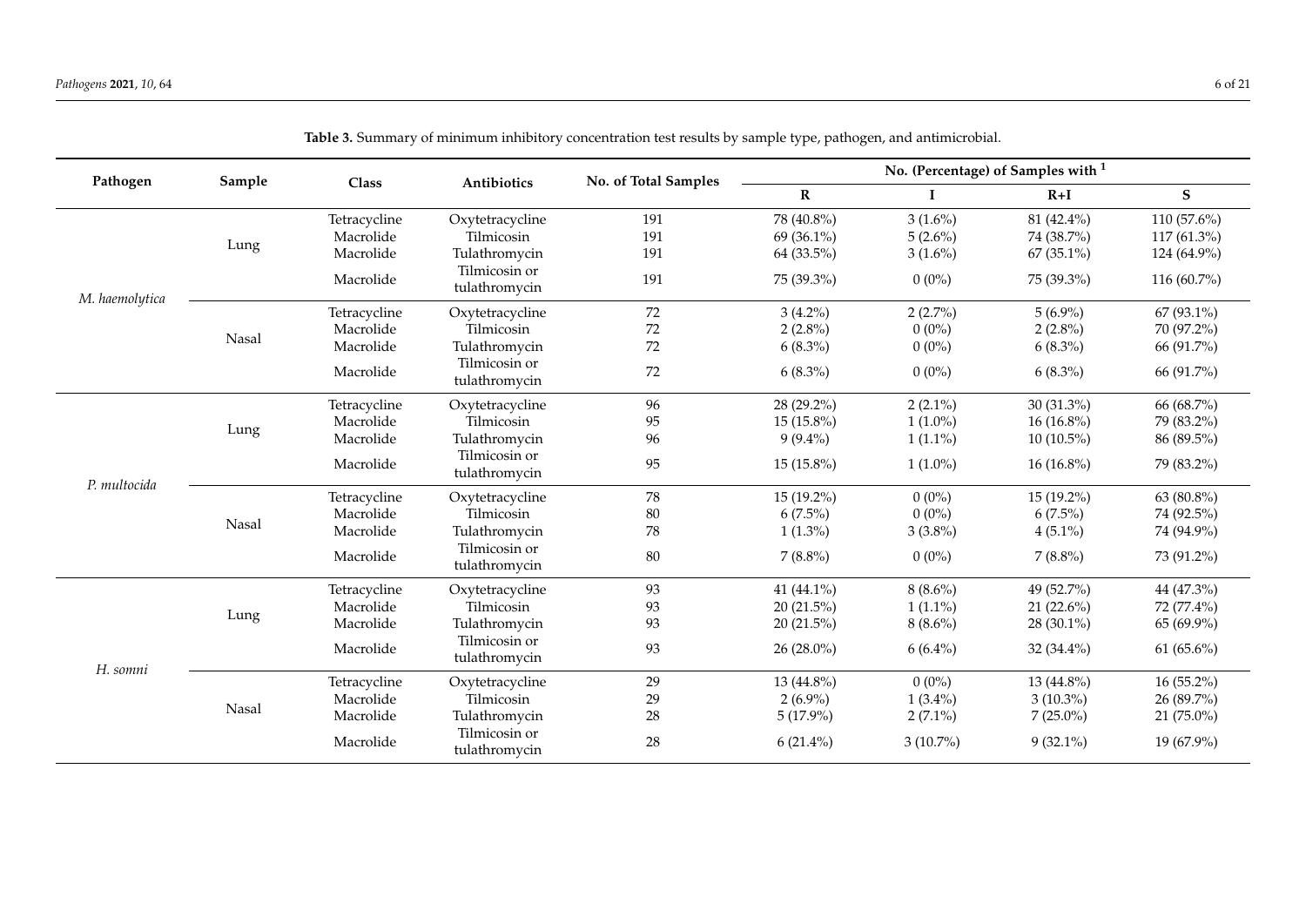**Table 3.** Summary of minimum inhibitory concentration test results by sample type, pathogen, and antimicrobial.

| Pathogen | Sample | Class | Antibiotics | No. of Total Samples | No. (Percentage) of Samples with [1] | | | |
|---|---|---|---|---|---|---|---|---|
| | | | | | R | I | R+I | S |
| *M. haemolytica* | Lung | Tetracycline | Oxytetracycline | 191 | 78 (40.8%) | 3 (1.6%) | 81 (42.4%) | 110 (57.6%) |
| | | Macrolide | Tilmicosin | 191 | 69 (36.1%) | 5 (2.6%) | 74 (38.7%) | 117 (61.3%) |
| | | Macrolide | Tulathromycin | 191 | 64 (33.5%) | 3 (1.6%) | 67 (35.1%) | 124 (64.9%) |
| | | Macrolide | Tilmicosin or tulathromycin | 191 | 75 (39.3%) | 0 (0%) | 75 (39.3%) | 116 (60.7%) |
| | Nasal | Tetracycline | Oxytetracycline | 72 | 3 (4.2%) | 2 (2.7%) | 5 (6.9%) | 67 (93.1%) |
| | | Macrolide | Tilmicosin | 72 | 2 (2.8%) | 0 (0%) | 2 (2.8%) | 70 (97.2%) |
| | | Macrolide | Tulathromycin | 72 | 6 (8.3%) | 0 (0%) | 6 (8.3%) | 66 (91.7%) |
| | | Macrolide | Tilmicosin or tulathromycin | 72 | 6 (8.3%) | 0 (0%) | 6 (8.3%) | 66 (91.7%) |
| *P. multocida* | Lung | Tetracycline | Oxytetracycline | 96 | 28 (29.2%) | 2 (2.1%) | 30 (31.3%) | 66 (68.7%) |
| | | Macrolide | Tilmicosin | 95 | 15 (15.8%) | 1 (1.0%) | 16 (16.8%) | 79 (83.2%) |
| | | Macrolide | Tulathromycin | 96 | 9 (9.4%) | 1 (1.1%) | 10 (10.5%) | 86 (89.5%) |
| | | Macrolide | Tilmicosin or tulathromycin | 95 | 15 (15.8%) | 1 (1.0%) | 16 (16.8%) | 79 (83.2%) |
| | Nasal | Tetracycline | Oxytetracycline | 78 | 15 (19.2%) | 0 (0%) | 15 (19.2%) | 63 (80.8%) |
| | | Macrolide | Tilmicosin | 80 | 6 (7.5%) | 0 (0%) | 6 (7.5%) | 74 (92.5%) |
| | | Macrolide | Tulathromycin | 78 | 1 (1.3%) | 3 (3.8%) | 4 (5.1%) | 74 (94.9%) |
| | | Macrolide | Tilmicosin or tulathromycin | 80 | 7 (8.8%) | 0 (0%) | 7 (8.8%) | 73 (91.2%) |
| *H. somni* | Lung | Tetracycline | Oxytetracycline | 93 | 41 (44.1%) | 8 (8.6%) | 49 (52.7%) | 44 (47.3%) |
| | | Macrolide | Tilmicosin | 93 | 20 (21.5%) | 1 (1.1%) | 21 (22.6%) | 72 (77.4%) |
| | | Macrolide | Tulathromycin | 93 | 20 (21.5%) | 8 (8.6%) | 28 (30.1%) | 65 (69.9%) |
| | | Macrolide | Tilmicosin or tulathromycin | 93 | 26 (28.0%) | 6 (6.4%) | 32 (34.4%) | 61 (65.6%) |
| | Nasal | Tetracycline | Oxytetracycline | 29 | 13 (44.8%) | 0 (0%) | 13 (44.8%) | 16 (55.2%) |
| | | Macrolide | Tilmicosin | 29 | 2 (6.9%) | 1 (3.4%) | 3 (10.3%) | 26 (89.7%) |
| | | Macrolide | Tulathromycin | 28 | 5 (17.9%) | 2 (7.1%) | 7 (25.0%) | 21 (75.0%) |
| | | Macrolide | Tilmicosin or tulathromycin | 28 | 6 (21.4%) | 3 (10.7%) | 9 (32.1%) | 19 (67.9%) |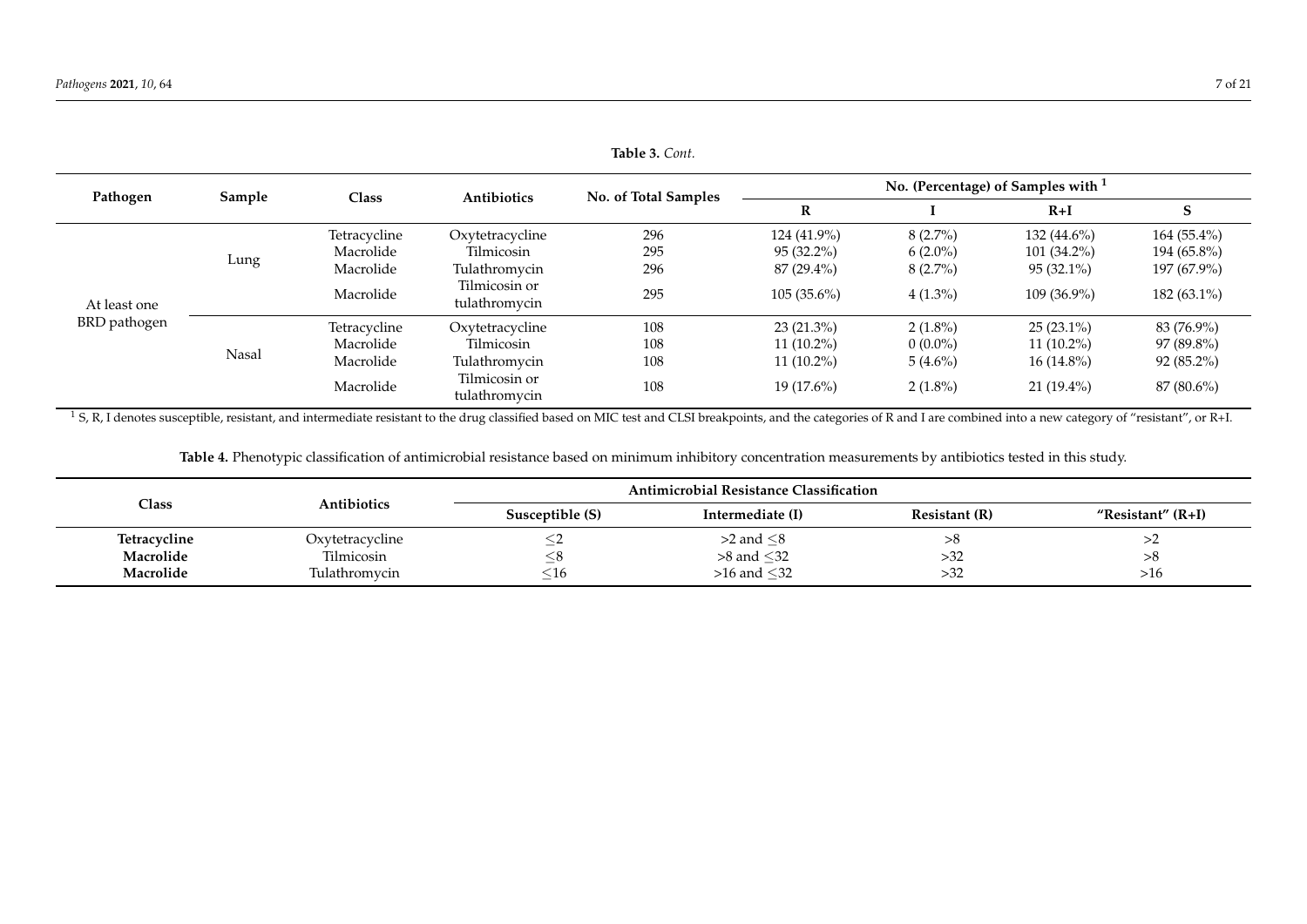**Table 3.** *Cont.*

| Pathogen | Sample | Class | Antibiotics | No. of Total Samples | No. (Percentage) of Samples with [1] | | | |
|---|---|---|---|---|---|---|---|---|
| | | | | | R | I | R+I | S |
| At least one BRD pathogen | Lung | Tetracycline | Oxytetracycline | 296 | 124 (41.9%) | 8 (2.7%) | 132 (44.6%) | 164 (55.4%) |
| | | Macrolide | Tilmicosin | 295 | 95 (32.2%) | 6 (2.0%) | 101 (34.2%) | 194 (65.8%) |
| | | Macrolide | Tulathromycin | 296 | 87 (29.4%) | 8 (2.7%) | 95 (32.1%) | 197 (67.9%) |
| | | Macrolide | Tilmicosin or tulathromycin | 295 | 105 (35.6%) | 4 (1.3%) | 109 (36.9%) | 182 (63.1%) |
| | Nasal | Tetracycline | Oxytetracycline | 108 | 23 (21.3%) | 2 (1.8%) | 25 (23.1%) | 83 (76.9%) |
| | | Macrolide | Tilmicosin | 108 | 11 (10.2%) | 0 (0.0%) | 11 (10.2%) | 97 (89.8%) |
| | | Macrolide | Tulathromycin | 108 | 11 (10.2%) | 5 (4.6%) | 16 (14.8%) | 92 (85.2%) |
| | | Macrolide | Tilmicosin or tulathromycin | 108 | 19 (17.6%) | 2 (1.8%) | 21 (19.4%) | 87 (80.6%) |

[1] S, R, I denotes susceptible, resistant, and intermediate resistant to the drug classified based on MIC test and CLSI breakpoints, and the categories of R and I are combined into a new category of "resistant", or R+I.

**Table 4.** Phenotypic classification of antimicrobial resistance based on minimum inhibitory concentration measurements by antibiotics tested in this study.

| Class | Antibiotics | Antimicrobial Resistance Classification | | | |
|---|---|---|---|---|---|
| | | Susceptible (S) | Intermediate (I) | Resistant (R) | "Resistant" (R+I) |
| **Tetracycline** | Oxytetracycline | $\leq 2$ | $>2$ and $\leq 8$ | $>8$ | $>2$ |
| **Macrolide** | Tilmicosin | $\leq 8$ | $>8$ and $\leq 32$ | $>32$ | $>8$ |
| **Macrolide** | Tulathromycin | $\leq 16$ | $>16$ and $\leq 32$ | $>32$ | $>16$ |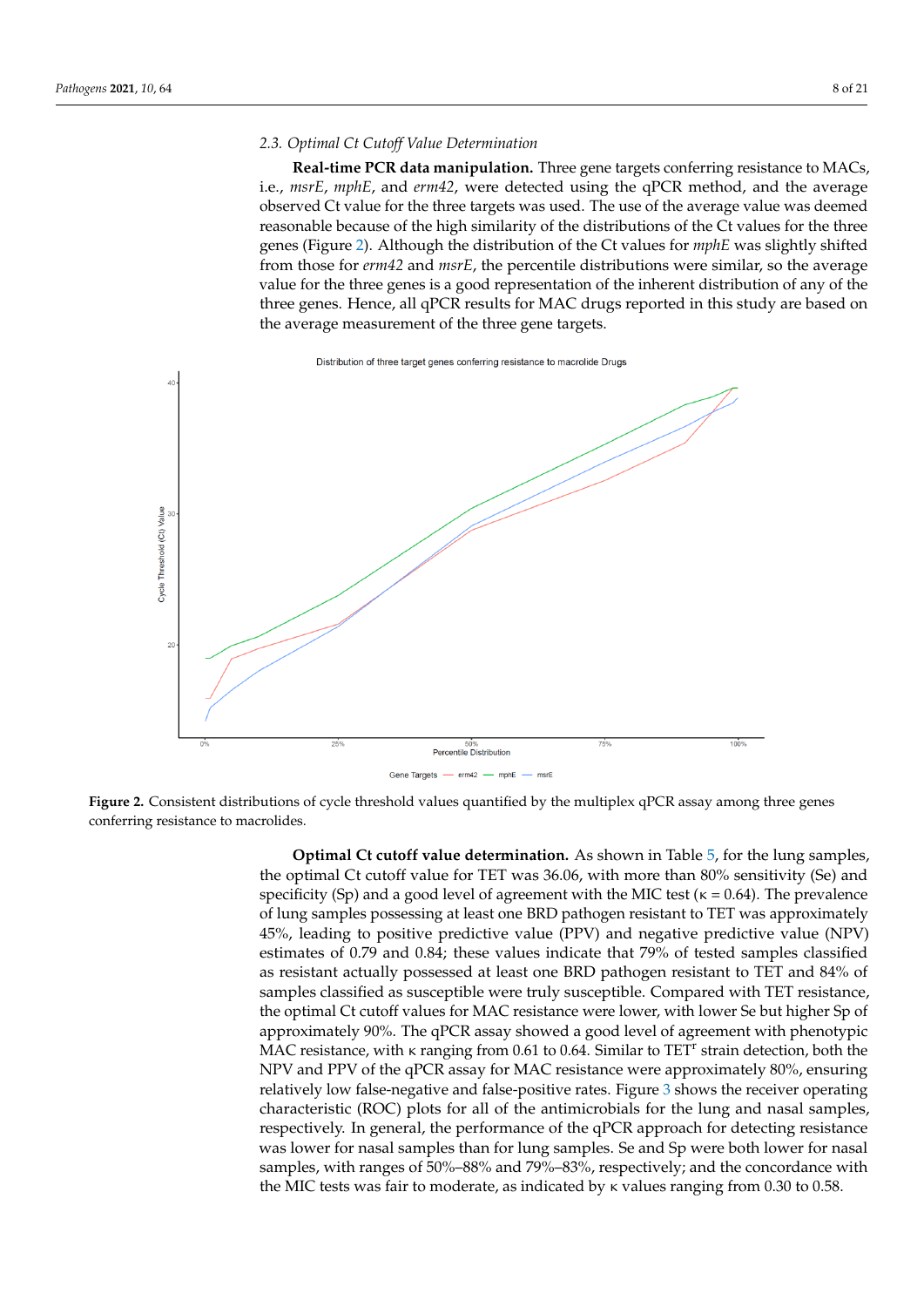### 2.3. Optimal Ct Cutoff Value Determination

**Real-time PCR data manipulation.** Three gene targets conferring resistance to MACs, i.e., *msrE*, *mphE*, and *erm42*, were detected using the qPCR method, and the average observed Ct value for the three targets was used. The use of the average value was deemed reasonable because of the high similarity of the distributions of the Ct values for the three genes (Figure 2). Although the distribution of the Ct values for *mphE* was slightly shifted from those for *erm42* and *msrE*, the percentile distributions were similar, so the average value for the three genes is a good representation of the inherent distribution of any of the three genes. Hence, all qPCR results for MAC drugs reported in this study are based on the average measurement of the three gene targets.

**Figure 2.** Consistent distributions of cycle threshold values quantified by the multiplex qPCR assay among three genes conferring resistance to macrolides.

**Optimal Ct cutoff value determination.** As shown in Table 5, for the lung samples, the optimal Ct cutoff value for TET was 36.06, with more than 80% sensitivity (Se) and specificity (Sp) and a good level of agreement with the MIC test (κ = 0.64). The prevalence of lung samples possessing at least one BRD pathogen resistant to TET was approximately 45%, leading to positive predictive value (PPV) and negative predictive value (NPV) estimates of 0.79 and 0.84; these values indicate that 79% of tested samples classified as resistant actually possessed at least one BRD pathogen resistant to TET and 84% of samples classified as susceptible were truly susceptible. Compared with TET resistance, the optimal Ct cutoff values for MAC resistance were lower, with lower Se but higher Sp of approximately 90%. The qPCR assay showed a good level of agreement with phenotypic MAC resistance, with κ ranging from 0.61 to 0.64. Similar to TET$^r$ strain detection, both the NPV and PPV of the qPCR assay for MAC resistance were approximately 80%, ensuring relatively low false-negative and false-positive rates. Figure 3 shows the receiver operating characteristic (ROC) plots for all of the antimicrobials for the lung and nasal samples, respectively. In general, the performance of the qPCR approach for detecting resistance was lower for nasal samples than for lung samples. Se and Sp were both lower for nasal samples, with ranges of 50%–88% and 79%–83%, respectively; and the concordance with the MIC tests was fair to moderate, as indicated by κ values ranging from 0.30 to 0.58.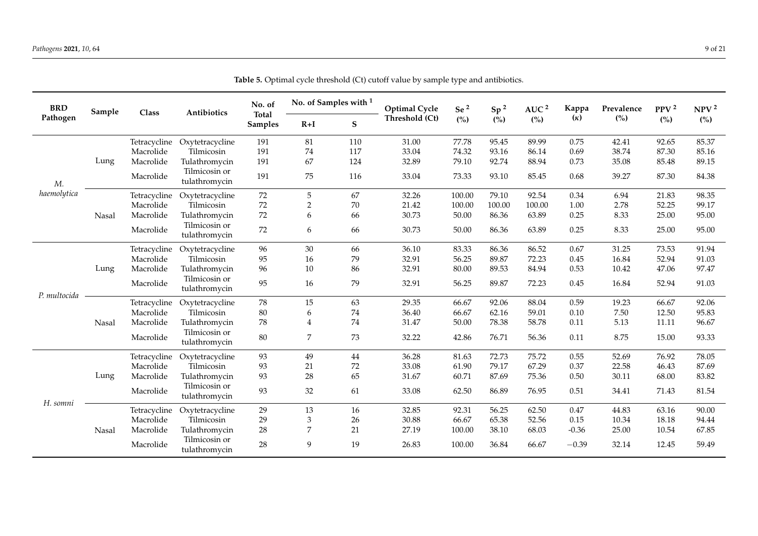**Table 5.** Optimal cycle threshold (Ct) cutoff value by sample type and antibiotics.

| BRD Pathogen | Sample | Class | Antibiotics | No. of Total Samples | No. of Samples with [1] | | Optimal Cycle Threshold (Ct) | Se [2] (%) | Sp [2] (%) | AUC [2] (%) | Kappa (κ) | Prevalence (%) | PPV [2] (%) | NPV [2] (%) |
|---|---|---|---|---|---|---|---|---|---|---|---|---|---|---|
| | | | | | R+I | S | | | | | | | | |
| *M. haemolytica* | Lung | Tetracycline | Oxytetracycline | 191 | 81 | 110 | 31.00 | 77.78 | 95.45 | 89.99 | 0.75 | 42.41 | 92.65 | 85.37 |
| | | Macrolide | Tilmicosin | 191 | 74 | 117 | 33.04 | 74.32 | 93.16 | 86.14 | 0.69 | 38.74 | 87.30 | 85.16 |
| | | Macrolide | Tulathromycin | 191 | 67 | 124 | 32.89 | 79.10 | 92.74 | 88.94 | 0.73 | 35.08 | 85.48 | 89.15 |
| | | Macrolide | Tilmicosin or tulathromycin | 191 | 75 | 116 | 33.04 | 73.33 | 93.10 | 85.45 | 0.68 | 39.27 | 87.30 | 84.38 |
| | Nasal | Tetracycline | Oxytetracycline | 72 | 5 | 67 | 32.26 | 100.00 | 79.10 | 92.54 | 0.34 | 6.94 | 21.83 | 98.35 |
| | | Macrolide | Tilmicosin | 72 | 2 | 70 | 21.42 | 100.00 | 100.00 | 100.00 | 1.00 | 2.78 | 52.25 | 99.17 |
| | | Macrolide | Tulathromycin | 72 | 6 | 66 | 30.73 | 50.00 | 86.36 | 63.89 | 0.25 | 8.33 | 25.00 | 95.00 |
| | | Macrolide | Tilmicosin or tulathromycin | 72 | 6 | 66 | 30.73 | 50.00 | 86.36 | 63.89 | 0.25 | 8.33 | 25.00 | 95.00 |
| *P. multocida* | Lung | Tetracycline | Oxytetracycline | 96 | 30 | 66 | 36.10 | 83.33 | 86.36 | 86.52 | 0.67 | 31.25 | 73.53 | 91.94 |
| | | Macrolide | Tilmicosin | 95 | 16 | 79 | 32.91 | 56.25 | 89.87 | 72.23 | 0.45 | 16.84 | 52.94 | 91.03 |
| | | Macrolide | Tulathromycin | 96 | 10 | 86 | 32.91 | 80.00 | 89.53 | 84.94 | 0.53 | 10.42 | 47.06 | 97.47 |
| | | Macrolide | Tilmicosin or tulathromycin | 95 | 16 | 79 | 32.91 | 56.25 | 89.87 | 72.23 | 0.45 | 16.84 | 52.94 | 91.03 |
| | Nasal | Tetracycline | Oxytetracycline | 78 | 15 | 63 | 29.35 | 66.67 | 92.06 | 88.04 | 0.59 | 19.23 | 66.67 | 92.06 |
| | | Macrolide | Tilmicosin | 80 | 6 | 74 | 36.40 | 66.67 | 62.16 | 59.01 | 0.10 | 7.50 | 12.50 | 95.83 |
| | | Macrolide | Tulathromycin | 78 | 4 | 74 | 31.47 | 50.00 | 78.38 | 58.78 | 0.11 | 5.13 | 11.11 | 96.67 |
| | | Macrolide | Tilmicosin or tulathromycin | 80 | 7 | 73 | 32.22 | 42.86 | 76.71 | 56.36 | 0.11 | 8.75 | 15.00 | 93.33 |
| *H. somni* | Lung | Tetracycline | Oxytetracycline | 93 | 49 | 44 | 36.28 | 81.63 | 72.73 | 75.72 | 0.55 | 52.69 | 76.92 | 78.05 |
| | | Macrolide | Tilmicosin | 93 | 21 | 72 | 33.08 | 61.90 | 79.17 | 67.29 | 0.37 | 22.58 | 46.43 | 87.69 |
| | | Macrolide | Tulathromycin | 93 | 28 | 65 | 31.67 | 60.71 | 87.69 | 75.36 | 0.50 | 30.11 | 68.00 | 83.82 |
| | | Macrolide | Tilmicosin or tulathromycin | 93 | 32 | 61 | 33.08 | 62.50 | 86.89 | 76.95 | 0.51 | 34.41 | 71.43 | 81.54 |
| | Nasal | Tetracycline | Oxytetracycline | 29 | 13 | 16 | 32.85 | 92.31 | 56.25 | 62.50 | 0.47 | 44.83 | 63.16 | 90.00 |
| | | Macrolide | Tilmicosin | 29 | 3 | 26 | 30.88 | 66.67 | 65.38 | 52.56 | 0.15 | 10.34 | 18.18 | 94.44 |
| | | Macrolide | Tulathromycin | 28 | 7 | 21 | 27.19 | 100.00 | 38.10 | 68.03 | -0.36 | 25.00 | 10.54 | 67.85 |
| | | Macrolide | Tilmicosin or tulathromycin | 28 | 9 | 19 | 26.83 | 100.00 | 36.84 | 66.67 | −0.39 | 32.14 | 12.45 | 59.49 |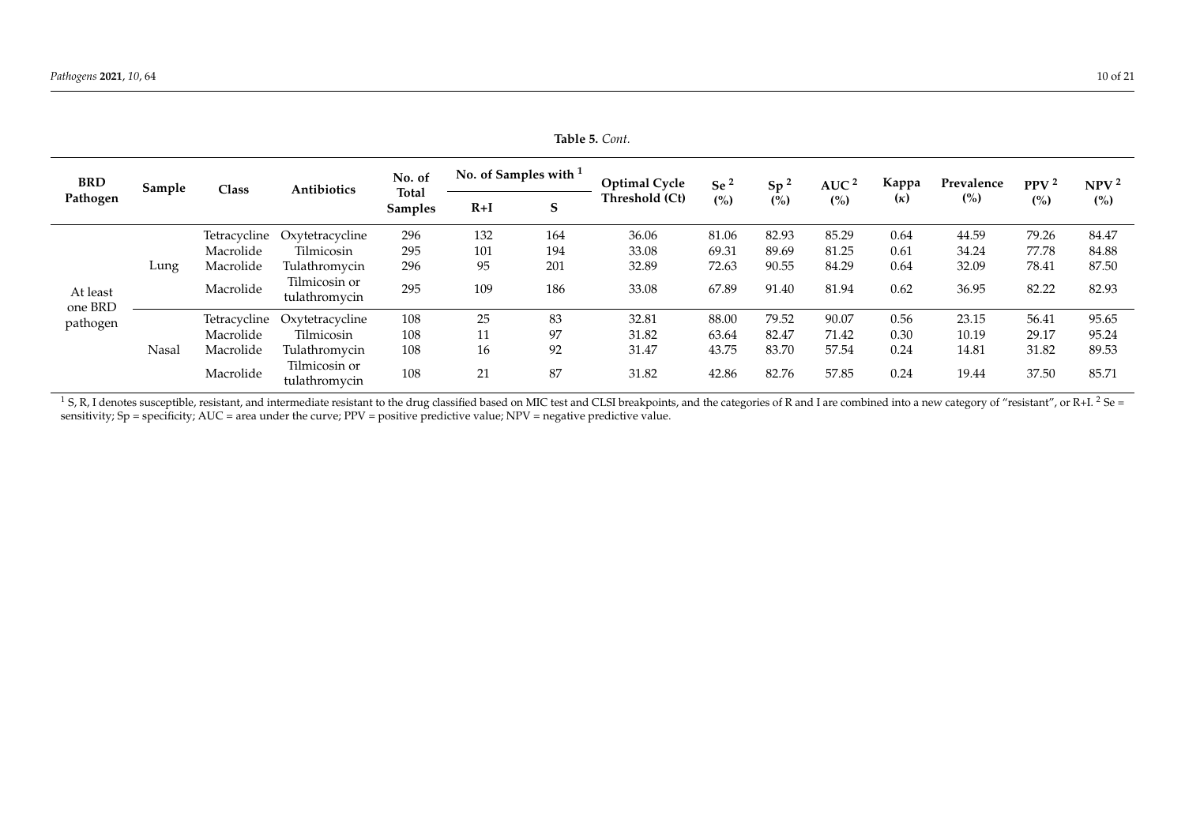**Table 5.** *Cont.*

| BRD Pathogen | Sample | Class | Antibiotics | No. of Total Samples | No. of Samples with [1] | | Optimal Cycle Threshold (Ct) | Se [2] (%) | Sp [2] (%) | AUC [2] (%) | Kappa (κ) | Prevalence (%) | PPV [2] (%) | NPV [2] (%) |
|---|---|---|---|---|---|---|---|---|---|---|---|---|---|---|
| | | | | | R+I | S | | | | | | | | |
| At least one BRD pathogen | Lung | Tetracycline | Oxytetracycline | 296 | 132 | 164 | 36.06 | 81.06 | 82.93 | 85.29 | 0.64 | 44.59 | 79.26 | 84.47 |
| | | Macrolide | Tilmicosin | 295 | 101 | 194 | 33.08 | 69.31 | 89.69 | 81.25 | 0.61 | 34.24 | 77.78 | 84.88 |
| | | Macrolide | Tulathromycin | 296 | 95 | 201 | 32.89 | 72.63 | 90.55 | 84.29 | 0.64 | 32.09 | 78.41 | 87.50 |
| | | Macrolide | Tilmicosin or tulathromycin | 295 | 109 | 186 | 33.08 | 67.89 | 91.40 | 81.94 | 0.62 | 36.95 | 82.22 | 82.93 |
| | Nasal | Tetracycline | Oxytetracycline | 108 | 25 | 83 | 32.81 | 88.00 | 79.52 | 90.07 | 0.56 | 23.15 | 56.41 | 95.65 |
| | | Macrolide | Tilmicosin | 108 | 11 | 97 | 31.82 | 63.64 | 82.47 | 71.42 | 0.30 | 10.19 | 29.17 | 95.24 |
| | | Macrolide | Tulathromycin | 108 | 16 | 92 | 31.47 | 43.75 | 83.70 | 57.54 | 0.24 | 14.81 | 31.82 | 89.53 |
| | | Macrolide | Tilmicosin or tulathromycin | 108 | 21 | 87 | 31.82 | 42.86 | 82.76 | 57.85 | 0.24 | 19.44 | 37.50 | 85.71 |

[1] S, R, I denotes susceptible, resistant, and intermediate resistant to the drug classified based on MIC test and CLSI breakpoints, and the categories of R and I are combined into a new category of "resistant", or R+I. [2] Se = sensitivity; Sp = specificity; AUC = area under the curve; PPV = positive predictive value; NPV = negative predictive value.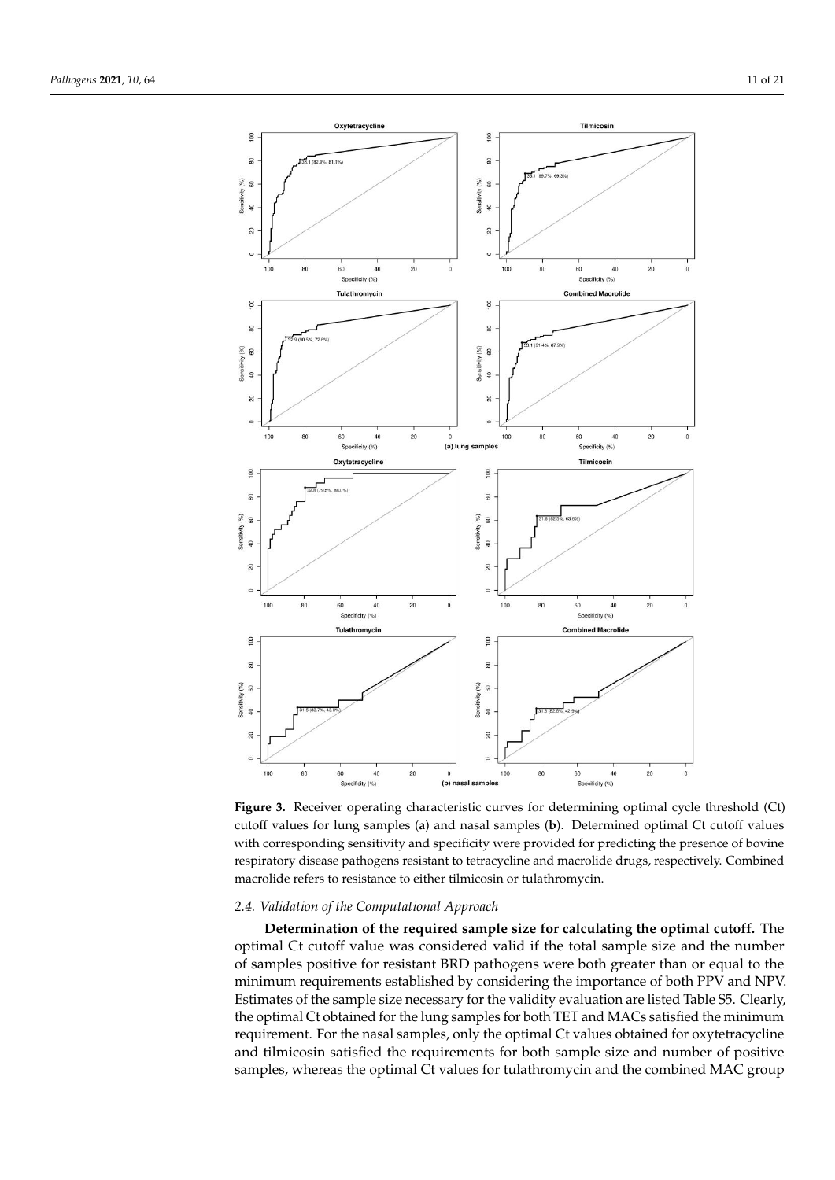**Figure 3.** Receiver operating characteristic curves for determining optimal cycle threshold (Ct) cutoff values for lung samples (**a**) and nasal samples (**b**). Determined optimal Ct cutoff values with corresponding sensitivity and specificity were provided for predicting the presence of bovine respiratory disease pathogens resistant to tetracycline and macrolide drugs, respectively. Combined macrolide refers to resistance to either tilmicosin or tulathromycin.

### *2.4. Validation of the Computational Approach*

**Determination of the required sample size for calculating the optimal cutoff.** The optimal Ct cutoff value was considered valid if the total sample size and the number of samples positive for resistant BRD pathogens were both greater than or equal to the minimum requirements established by considering the importance of both PPV and NPV. Estimates of the sample size necessary for the validity evaluation are listed Table S5. Clearly, the optimal Ct obtained for the lung samples for both TET and MACs satisfied the minimum requirement. For the nasal samples, only the optimal Ct values obtained for oxytetracycline and tilmicosin satisfied the requirements for both sample size and number of positive samples, whereas the optimal Ct values for tulathromycin and the combined MAC group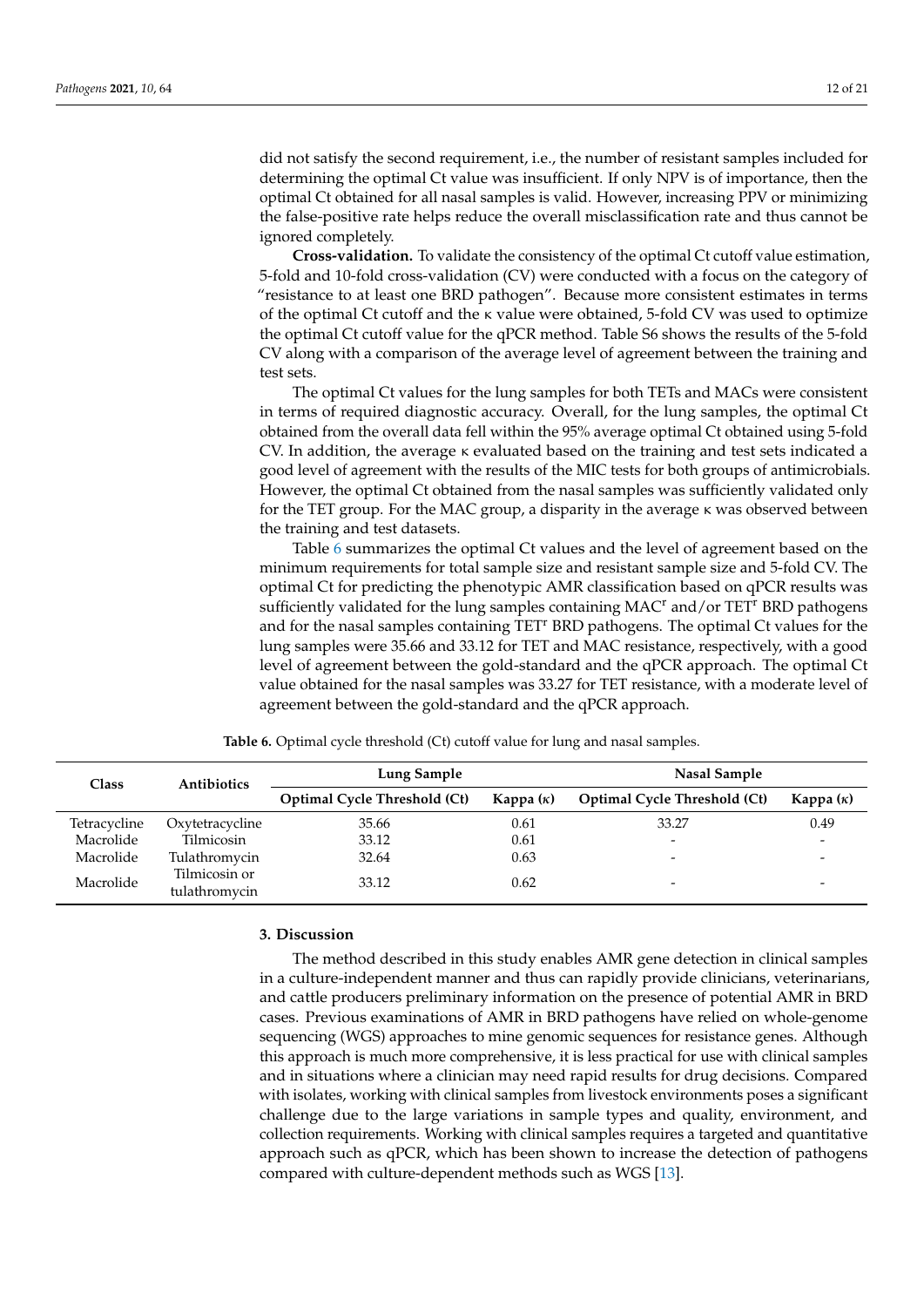did not satisfy the second requirement, i.e., the number of resistant samples included for determining the optimal Ct value was insufficient. If only NPV is of importance, then the optimal Ct obtained for all nasal samples is valid. However, increasing PPV or minimizing the false-positive rate helps reduce the overall misclassification rate and thus cannot be ignored completely.

**Cross-validation.** To validate the consistency of the optimal Ct cutoff value estimation, 5-fold and 10-fold cross-validation (CV) were conducted with a focus on the category of "resistance to at least one BRD pathogen". Because more consistent estimates in terms of the optimal Ct cutoff and the κ value were obtained, 5-fold CV was used to optimize the optimal Ct cutoff value for the qPCR method. Table S6 shows the results of the 5-fold CV along with a comparison of the average level of agreement between the training and test sets.

The optimal Ct values for the lung samples for both TETs and MACs were consistent in terms of required diagnostic accuracy. Overall, for the lung samples, the optimal Ct obtained from the overall data fell within the 95% average optimal Ct obtained using 5-fold CV. In addition, the average κ evaluated based on the training and test sets indicated a good level of agreement with the results of the MIC tests for both groups of antimicrobials. However, the optimal Ct obtained from the nasal samples was sufficiently validated only for the TET group. For the MAC group, a disparity in the average κ was observed between the training and test datasets.

Table 6 summarizes the optimal Ct values and the level of agreement based on the minimum requirements for total sample size and resistant sample size and 5-fold CV. The optimal Ct for predicting the phenotypic AMR classification based on qPCR results was sufficiently validated for the lung samples containing MAC$^r$ and/or TET$^r$ BRD pathogens and for the nasal samples containing TET$^r$ BRD pathogens. The optimal Ct values for the lung samples were 35.66 and 33.12 for TET and MAC resistance, respectively, with a good level of agreement between the gold-standard and the qPCR approach. The optimal Ct value obtained for the nasal samples was 33.27 for TET resistance, with a moderate level of agreement between the gold-standard and the qPCR approach.

**Table 6.** Optimal cycle threshold (Ct) cutoff value for lung and nasal samples.

| Class | Antibiotics | Lung Sample | | Nasal Sample | |
|---|---|---|---|---|---|
| | | Optimal Cycle Threshold (Ct) | Kappa (κ) | Optimal Cycle Threshold (Ct) | Kappa (κ) |
| Tetracycline | Oxytetracycline | 35.66 | 0.61 | 33.27 | 0.49 |
| Macrolide | Tilmicosin | 33.12 | 0.61 | - | - |
| Macrolide | Tulathromycin | 32.64 | 0.63 | - | - |
| Macrolide | Tilmicosin or tulathromycin | 33.12 | 0.62 | - | - |

## 3. Discussion

The method described in this study enables AMR gene detection in clinical samples in a culture-independent manner and thus can rapidly provide clinicians, veterinarians, and cattle producers preliminary information on the presence of potential AMR in BRD cases. Previous examinations of AMR in BRD pathogens have relied on whole-genome sequencing (WGS) approaches to mine genomic sequences for resistance genes. Although this approach is much more comprehensive, it is less practical for use with clinical samples and in situations where a clinician may need rapid results for drug decisions. Compared with isolates, working with clinical samples from livestock environments poses a significant challenge due to the large variations in sample types and quality, environment, and collection requirements. Working with clinical samples requires a targeted and quantitative approach such as qPCR, which has been shown to increase the detection of pathogens compared with culture-dependent methods such as WGS [13].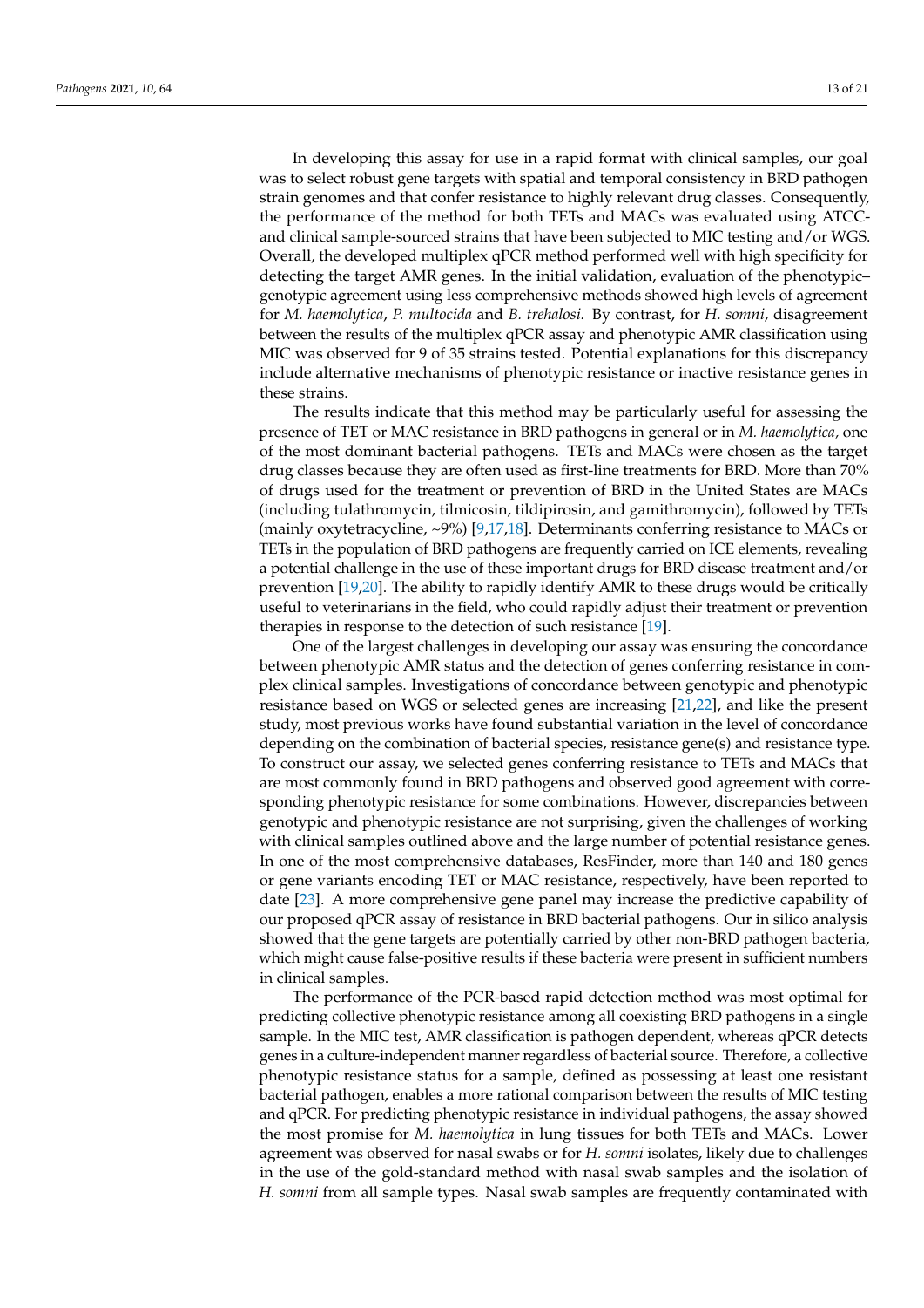In developing this assay for use in a rapid format with clinical samples, our goal was to select robust gene targets with spatial and temporal consistency in BRD pathogen strain genomes and that confer resistance to highly relevant drug classes. Consequently, the performance of the method for both TETs and MACs was evaluated using ATCC- and clinical sample-sourced strains that have been subjected to MIC testing and/or WGS. Overall, the developed multiplex qPCR method performed well with high specificity for detecting the target AMR genes. In the initial validation, evaluation of the phenotypic–genotypic agreement using less comprehensive methods showed high levels of agreement for *M. haemolytica*, *P. multocida* and *B. trehalosi.* By contrast, for *H. somni*, disagreement between the results of the multiplex qPCR assay and phenotypic AMR classification using MIC was observed for 9 of 35 strains tested. Potential explanations for this discrepancy include alternative mechanisms of phenotypic resistance or inactive resistance genes in these strains.

The results indicate that this method may be particularly useful for assessing the presence of TET or MAC resistance in BRD pathogens in general or in *M. haemolytica,* one of the most dominant bacterial pathogens. TETs and MACs were chosen as the target drug classes because they are often used as first-line treatments for BRD. More than 70% of drugs used for the treatment or prevention of BRD in the United States are MACs (including tulathromycin, tilmicosin, tildipirosin, and gamithromycin), followed by TETs (mainly oxytetracycline, ~9%) [9,17,18]. Determinants conferring resistance to MACs or TETs in the population of BRD pathogens are frequently carried on ICE elements, revealing a potential challenge in the use of these important drugs for BRD disease treatment and/or prevention [19,20]. The ability to rapidly identify AMR to these drugs would be critically useful to veterinarians in the field, who could rapidly adjust their treatment or prevention therapies in response to the detection of such resistance [19].

One of the largest challenges in developing our assay was ensuring the concordance between phenotypic AMR status and the detection of genes conferring resistance in complex clinical samples. Investigations of concordance between genotypic and phenotypic resistance based on WGS or selected genes are increasing [21,22], and like the present study, most previous works have found substantial variation in the level of concordance depending on the combination of bacterial species, resistance gene(s) and resistance type. To construct our assay, we selected genes conferring resistance to TETs and MACs that are most commonly found in BRD pathogens and observed good agreement with corresponding phenotypic resistance for some combinations. However, discrepancies between genotypic and phenotypic resistance are not surprising, given the challenges of working with clinical samples outlined above and the large number of potential resistance genes. In one of the most comprehensive databases, ResFinder, more than 140 and 180 genes or gene variants encoding TET or MAC resistance, respectively, have been reported to date [23]. A more comprehensive gene panel may increase the predictive capability of our proposed qPCR assay of resistance in BRD bacterial pathogens. Our in silico analysis showed that the gene targets are potentially carried by other non-BRD pathogen bacteria, which might cause false-positive results if these bacteria were present in sufficient numbers in clinical samples.

The performance of the PCR-based rapid detection method was most optimal for predicting collective phenotypic resistance among all coexisting BRD pathogens in a single sample. In the MIC test, AMR classification is pathogen dependent, whereas qPCR detects genes in a culture-independent manner regardless of bacterial source. Therefore, a collective phenotypic resistance status for a sample, defined as possessing at least one resistant bacterial pathogen, enables a more rational comparison between the results of MIC testing and qPCR. For predicting phenotypic resistance in individual pathogens, the assay showed the most promise for *M. haemolytica* in lung tissues for both TETs and MACs. Lower agreement was observed for nasal swabs or for *H. somni* isolates, likely due to challenges in the use of the gold-standard method with nasal swab samples and the isolation of *H. somni* from all sample types. Nasal swab samples are frequently contaminated with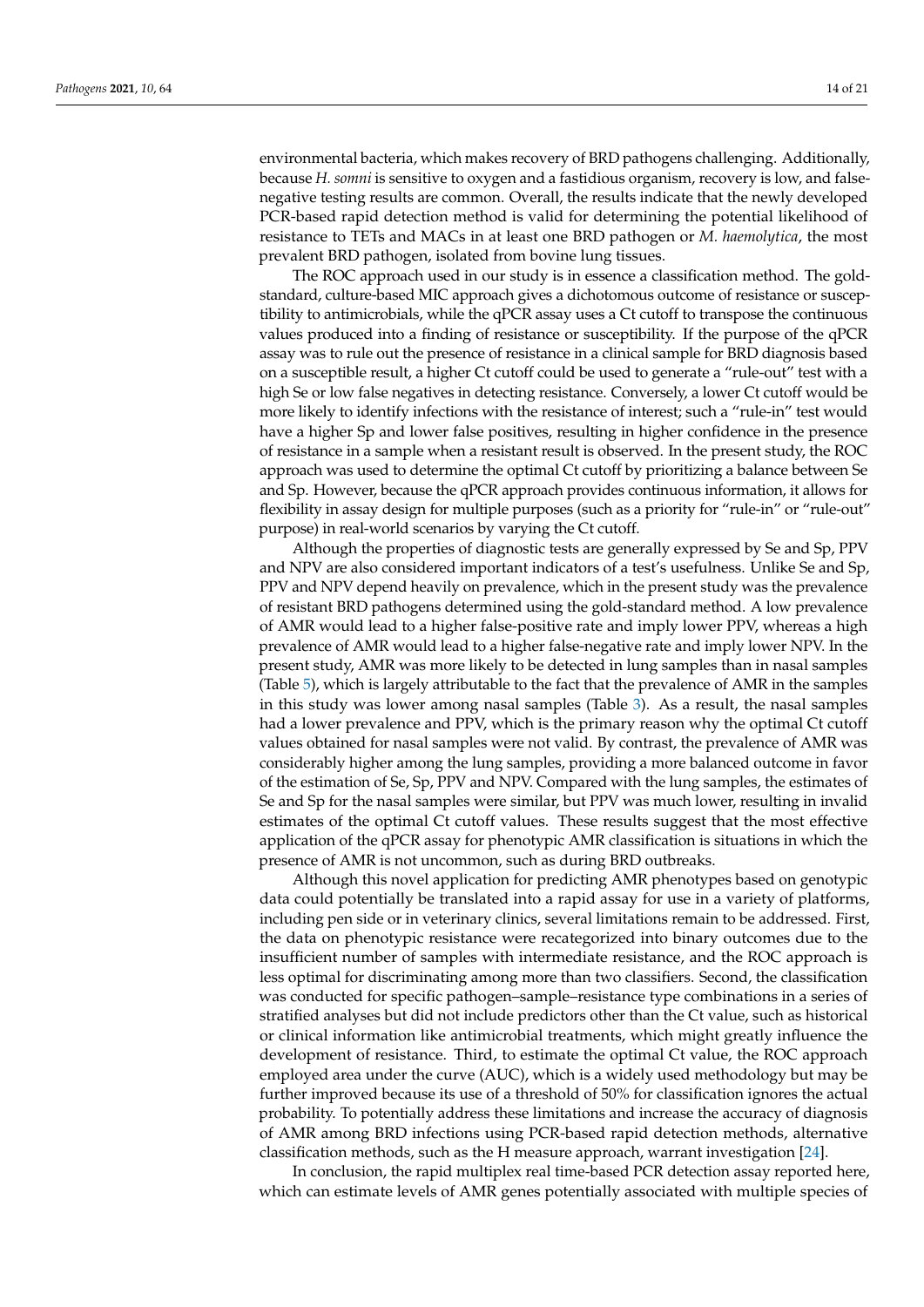environmental bacteria, which makes recovery of BRD pathogens challenging. Additionally, because *H. somni* is sensitive to oxygen and a fastidious organism, recovery is low, and false-negative testing results are common. Overall, the results indicate that the newly developed PCR-based rapid detection method is valid for determining the potential likelihood of resistance to TETs and MACs in at least one BRD pathogen or *M. haemolytica*, the most prevalent BRD pathogen, isolated from bovine lung tissues.

The ROC approach used in our study is in essence a classification method. The gold-standard, culture-based MIC approach gives a dichotomous outcome of resistance or susceptibility to antimicrobials, while the qPCR assay uses a Ct cutoff to transpose the continuous values produced into a finding of resistance or susceptibility. If the purpose of the qPCR assay was to rule out the presence of resistance in a clinical sample for BRD diagnosis based on a susceptible result, a higher Ct cutoff could be used to generate a "rule-out" test with a high Se or low false negatives in detecting resistance. Conversely, a lower Ct cutoff would be more likely to identify infections with the resistance of interest; such a "rule-in" test would have a higher Sp and lower false positives, resulting in higher confidence in the presence of resistance in a sample when a resistant result is observed. In the present study, the ROC approach was used to determine the optimal Ct cutoff by prioritizing a balance between Se and Sp. However, because the qPCR approach provides continuous information, it allows for flexibility in assay design for multiple purposes (such as a priority for "rule-in" or "rule-out" purpose) in real-world scenarios by varying the Ct cutoff.

Although the properties of diagnostic tests are generally expressed by Se and Sp, PPV and NPV are also considered important indicators of a test's usefulness. Unlike Se and Sp, PPV and NPV depend heavily on prevalence, which in the present study was the prevalence of resistant BRD pathogens determined using the gold-standard method. A low prevalence of AMR would lead to a higher false-positive rate and imply lower PPV, whereas a high prevalence of AMR would lead to a higher false-negative rate and imply lower NPV. In the present study, AMR was more likely to be detected in lung samples than in nasal samples (Table 5), which is largely attributable to the fact that the prevalence of AMR in the samples in this study was lower among nasal samples (Table 3). As a result, the nasal samples had a lower prevalence and PPV, which is the primary reason why the optimal Ct cutoff values obtained for nasal samples were not valid. By contrast, the prevalence of AMR was considerably higher among the lung samples, providing a more balanced outcome in favor of the estimation of Se, Sp, PPV and NPV. Compared with the lung samples, the estimates of Se and Sp for the nasal samples were similar, but PPV was much lower, resulting in invalid estimates of the optimal Ct cutoff values. These results suggest that the most effective application of the qPCR assay for phenotypic AMR classification is situations in which the presence of AMR is not uncommon, such as during BRD outbreaks.

Although this novel application for predicting AMR phenotypes based on genotypic data could potentially be translated into a rapid assay for use in a variety of platforms, including pen side or in veterinary clinics, several limitations remain to be addressed. First, the data on phenotypic resistance were recategorized into binary outcomes due to the insufficient number of samples with intermediate resistance, and the ROC approach is less optimal for discriminating among more than two classifiers. Second, the classification was conducted for specific pathogen–sample–resistance type combinations in a series of stratified analyses but did not include predictors other than the Ct value, such as historical or clinical information like antimicrobial treatments, which might greatly influence the development of resistance. Third, to estimate the optimal Ct value, the ROC approach employed area under the curve (AUC), which is a widely used methodology but may be further improved because its use of a threshold of 50% for classification ignores the actual probability. To potentially address these limitations and increase the accuracy of diagnosis of AMR among BRD infections using PCR-based rapid detection methods, alternative classification methods, such as the H measure approach, warrant investigation [24].

In conclusion, the rapid multiplex real time-based PCR detection assay reported here, which can estimate levels of AMR genes potentially associated with multiple species of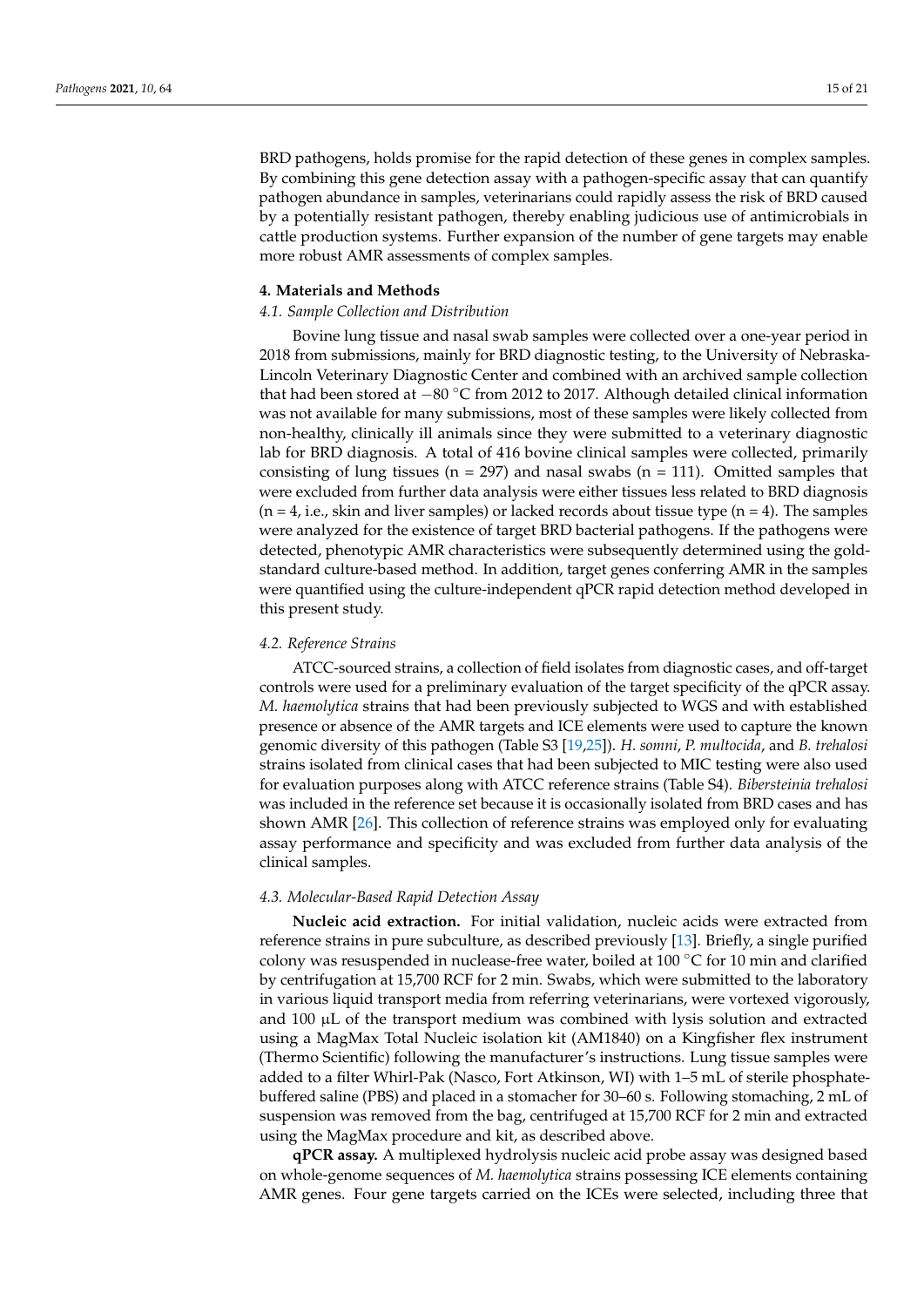BRD pathogens, holds promise for the rapid detection of these genes in complex samples. By combining this gene detection assay with a pathogen-specific assay that can quantify pathogen abundance in samples, veterinarians could rapidly assess the risk of BRD caused by a potentially resistant pathogen, thereby enabling judicious use of antimicrobials in cattle production systems. Further expansion of the number of gene targets may enable more robust AMR assessments of complex samples.

## 4. Materials and Methods

### 4.1. Sample Collection and Distribution

Bovine lung tissue and nasal swab samples were collected over a one-year period in 2018 from submissions, mainly for BRD diagnostic testing, to the University of Nebraska-Lincoln Veterinary Diagnostic Center and combined with an archived sample collection that had been stored at −80 °C from 2012 to 2017. Although detailed clinical information was not available for many submissions, most of these samples were likely collected from non-healthy, clinically ill animals since they were submitted to a veterinary diagnostic lab for BRD diagnosis. A total of 416 bovine clinical samples were collected, primarily consisting of lung tissues (n = 297) and nasal swabs (n = 111). Omitted samples that were excluded from further data analysis were either tissues less related to BRD diagnosis (n = 4, i.e., skin and liver samples) or lacked records about tissue type (n = 4). The samples were analyzed for the existence of target BRD bacterial pathogens. If the pathogens were detected, phenotypic AMR characteristics were subsequently determined using the gold-standard culture-based method. In addition, target genes conferring AMR in the samples were quantified using the culture-independent qPCR rapid detection method developed in this present study.

### 4.2. Reference Strains

ATCC-sourced strains, a collection of field isolates from diagnostic cases, and off-target controls were used for a preliminary evaluation of the target specificity of the qPCR assay. *M. haemolytica* strains that had been previously subjected to WGS and with established presence or absence of the AMR targets and ICE elements were used to capture the known genomic diversity of this pathogen (Table S3 [19,25]). *H. somni*, *P. multocida*, and *B. trehalosi* strains isolated from clinical cases that had been subjected to MIC testing were also used for evaluation purposes along with ATCC reference strains (Table S4). *Bibersteinia trehalosi* was included in the reference set because it is occasionally isolated from BRD cases and has shown AMR [26]. This collection of reference strains was employed only for evaluating assay performance and specificity and was excluded from further data analysis of the clinical samples.

### 4.3. Molecular-Based Rapid Detection Assay

**Nucleic acid extraction.** For initial validation, nucleic acids were extracted from reference strains in pure subculture, as described previously [13]. Briefly, a single purified colony was resuspended in nuclease-free water, boiled at 100 °C for 10 min and clarified by centrifugation at 15,700 RCF for 2 min. Swabs, which were submitted to the laboratory in various liquid transport media from referring veterinarians, were vortexed vigorously, and 100 µL of the transport medium was combined with lysis solution and extracted using a MagMax Total Nucleic isolation kit (AM1840) on a Kingfisher flex instrument (Thermo Scientific) following the manufacturer's instructions. Lung tissue samples were added to a filter Whirl-Pak (Nasco, Fort Atkinson, WI) with 1–5 mL of sterile phosphate-buffered saline (PBS) and placed in a stomacher for 30–60 s. Following stomaching, 2 mL of suspension was removed from the bag, centrifuged at 15,700 RCF for 2 min and extracted using the MagMax procedure and kit, as described above.

**qPCR assay.** A multiplexed hydrolysis nucleic acid probe assay was designed based on whole-genome sequences of *M. haemolytica* strains possessing ICE elements containing AMR genes. Four gene targets carried on the ICEs were selected, including three that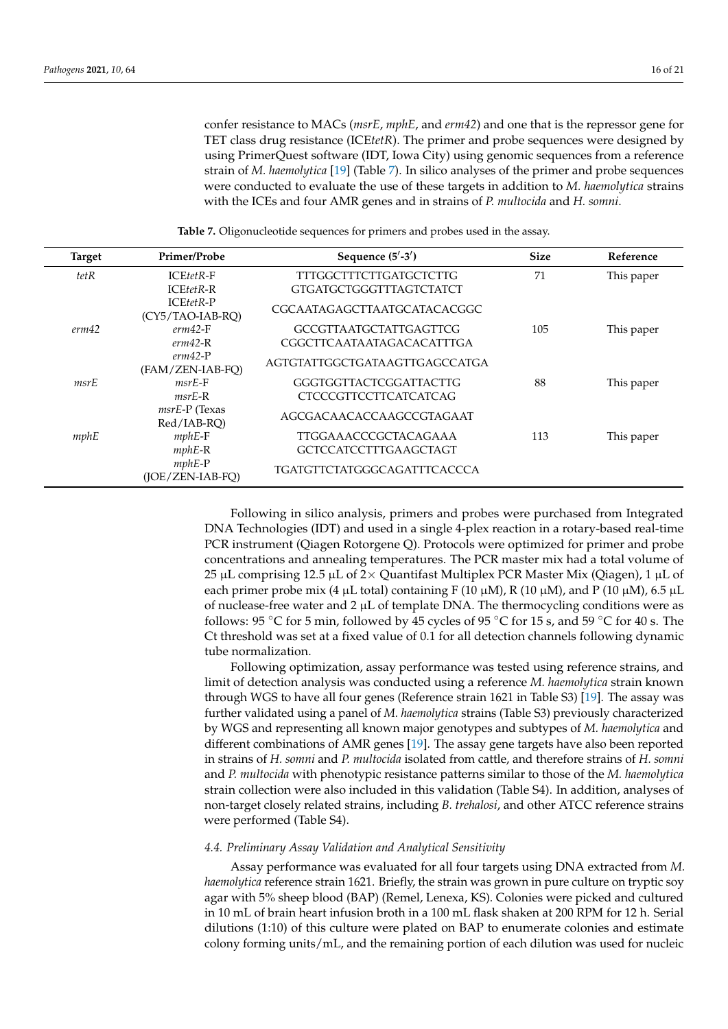confer resistance to MACs (*msrE*, *mphE*, and *erm42*) and one that is the repressor gene for TET class drug resistance (ICE*tetR*). The primer and probe sequences were designed by using PrimerQuest software (IDT, Iowa City) using genomic sequences from a reference strain of *M. haemolytica* [19] (Table 7). In silico analyses of the primer and probe sequences were conducted to evaluate the use of these targets in addition to *M. haemolytica* strains with the ICEs and four AMR genes and in strains of *P. multocida* and *H. somni*.

**Table 7.** Oligonucleotide sequences for primers and probes used in the assay.

| Target | Primer/Probe | Sequence (5′-3′) | Size | Reference |
|---|---|---|---|---|
| *tetR* | ICE*tetR*-F | TTTGGCTTTCTTGATGCTCTTG | 71 | This paper |
| | ICE*tetR*-R | GTGATGCTGGGTTTAGTCTATCT | | |
| | ICE*tetR*-P (CY5/TAO-IAB-RQ) | CGCAATAGAGCTTAATGCATACACGGC | | |
| *erm42* | *erm42*-F | GCCGTTAATGCTATTGAGTTCG | 105 | This paper |
| | *erm42*-R | CGGCTTCAATAATAGACACATTTGA | | |
| | *erm42*-P (FAM/ZEN-IAB-FQ) | AGTGTATTGGCTGATAAGTTGAGCCATGA | | |
| *msrE* | *msrE*-F | GGGTGGTTACTCGGATTACTTG | 88 | This paper |
| | *msrE*-R | CTCCCGTTCCTTCATCATCAG | | |
| | *msrE*-P (Texas Red/IAB-RQ) | AGCGACAACACCAAGCCGTAGAAT | | |
| *mphE* | *mphE*-F | TTGGAAACCCGCTACAGAAA | 113 | This paper |
| | *mphE*-R | GCTCCATCCTTTGAAGCTAGT | | |
| | *mphE*-P (JOE/ZEN-IAB-FQ) | TGATGTTCTATGGGCAGATTTCACCCA | | |

Following in silico analysis, primers and probes were purchased from Integrated DNA Technologies (IDT) and used in a single 4-plex reaction in a rotary-based real-time PCR instrument (Qiagen Rotorgene Q). Protocols were optimized for primer and probe concentrations and annealing temperatures. The PCR master mix had a total volume of 25 µL comprising 12.5 µL of 2× Quantifast Multiplex PCR Master Mix (Qiagen), 1 µL of each primer probe mix (4 µL total) containing F (10 µM), R (10 µM), and P (10 µM), 6.5 µL of nuclease-free water and 2 µL of template DNA. The thermocycling conditions were as follows: 95 °C for 5 min, followed by 45 cycles of 95 °C for 15 s, and 59 °C for 40 s. The Ct threshold was set at a fixed value of 0.1 for all detection channels following dynamic tube normalization.

Following optimization, assay performance was tested using reference strains, and limit of detection analysis was conducted using a reference *M. haemolytica* strain known through WGS to have all four genes (Reference strain 1621 in Table S3) [19]. The assay was further validated using a panel of *M. haemolytica* strains (Table S3) previously characterized by WGS and representing all known major genotypes and subtypes of *M. haemolytica* and different combinations of AMR genes [19]. The assay gene targets have also been reported in strains of *H. somni* and *P. multocida* isolated from cattle, and therefore strains of *H. somni* and *P. multocida* with phenotypic resistance patterns similar to those of the *M. haemolytica* strain collection were also included in this validation (Table S4). In addition, analyses of non-target closely related strains, including *B. trehalosi*, and other ATCC reference strains were performed (Table S4).

### *4.4. Preliminary Assay Validation and Analytical Sensitivity*

Assay performance was evaluated for all four targets using DNA extracted from *M. haemolytica* reference strain 1621. Briefly, the strain was grown in pure culture on tryptic soy agar with 5% sheep blood (BAP) (Remel, Lenexa, KS). Colonies were picked and cultured in 10 mL of brain heart infusion broth in a 100 mL flask shaken at 200 RPM for 12 h. Serial dilutions (1:10) of this culture were plated on BAP to enumerate colonies and estimate colony forming units/mL, and the remaining portion of each dilution was used for nucleic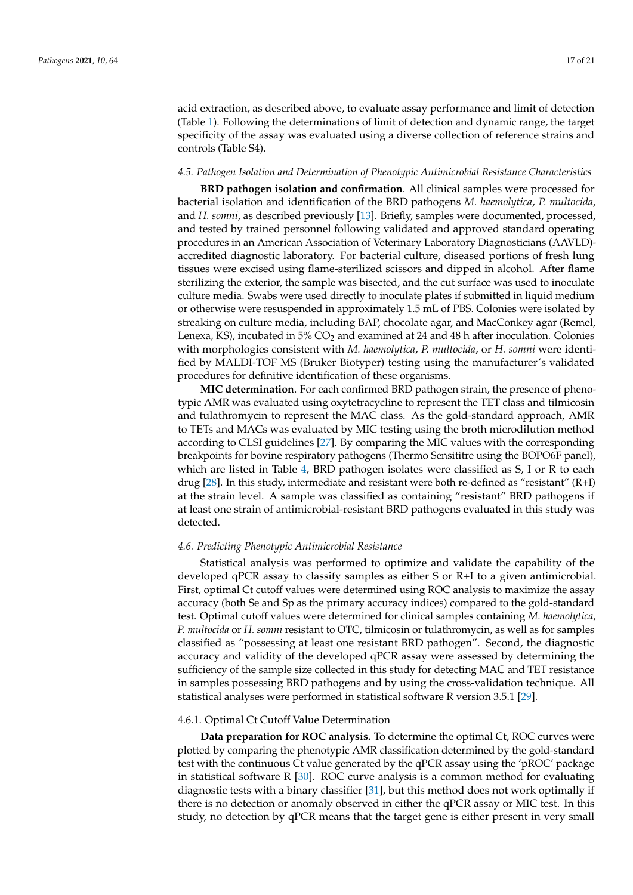acid extraction, as described above, to evaluate assay performance and limit of detection (Table 1). Following the determinations of limit of detection and dynamic range, the target specificity of the assay was evaluated using a diverse collection of reference strains and controls (Table S4).

### *4.5. Pathogen Isolation and Determination of Phenotypic Antimicrobial Resistance Characteristics*

**BRD pathogen isolation and confirmation**. All clinical samples were processed for bacterial isolation and identification of the BRD pathogens *M. haemolytica*, *P. multocida*, and *H. somni*, as described previously [13]. Briefly, samples were documented, processed, and tested by trained personnel following validated and approved standard operating procedures in an American Association of Veterinary Laboratory Diagnosticians (AAVLD)-accredited diagnostic laboratory. For bacterial culture, diseased portions of fresh lung tissues were excised using flame-sterilized scissors and dipped in alcohol. After flame sterilizing the exterior, the sample was bisected, and the cut surface was used to inoculate culture media. Swabs were used directly to inoculate plates if submitted in liquid medium or otherwise were resuspended in approximately 1.5 mL of PBS. Colonies were isolated by streaking on culture media, including BAP, chocolate agar, and MacConkey agar (Remel, Lenexa, KS), incubated in 5% $CO_2$ and examined at 24 and 48 h after inoculation. Colonies with morphologies consistent with *M. haemolytica*, *P. multocida*, or *H. somni* were identified by MALDI-TOF MS (Bruker Biotyper) testing using the manufacturer's validated procedures for definitive identification of these organisms.

**MIC determination**. For each confirmed BRD pathogen strain, the presence of phenotypic AMR was evaluated using oxytetracycline to represent the TET class and tilmicosin and tulathromycin to represent the MAC class. As the gold-standard approach, AMR to TETs and MACs was evaluated by MIC testing using the broth microdilution method according to CLSI guidelines [27]. By comparing the MIC values with the corresponding breakpoints for bovine respiratory pathogens (Thermo Sensititre using the BOPO6F panel), which are listed in Table 4, BRD pathogen isolates were classified as S, I or R to each drug [28]. In this study, intermediate and resistant were both re-defined as "resistant" (R+I) at the strain level. A sample was classified as containing "resistant" BRD pathogens if at least one strain of antimicrobial-resistant BRD pathogens evaluated in this study was detected.

### *4.6. Predicting Phenotypic Antimicrobial Resistance*

Statistical analysis was performed to optimize and validate the capability of the developed qPCR assay to classify samples as either S or R+I to a given antimicrobial. First, optimal Ct cutoff values were determined using ROC analysis to maximize the assay accuracy (both Se and Sp as the primary accuracy indices) compared to the gold-standard test. Optimal cutoff values were determined for clinical samples containing *M. haemolytica*, *P. multocida* or *H. somni* resistant to OTC, tilmicosin or tulathromycin, as well as for samples classified as "possessing at least one resistant BRD pathogen". Second, the diagnostic accuracy and validity of the developed qPCR assay were assessed by determining the sufficiency of the sample size collected in this study for detecting MAC and TET resistance in samples possessing BRD pathogens and by using the cross-validation technique. All statistical analyses were performed in statistical software R version 3.5.1 [29].

#### 4.6.1. Optimal Ct Cutoff Value Determination

**Data preparation for ROC analysis.** To determine the optimal Ct, ROC curves were plotted by comparing the phenotypic AMR classification determined by the gold-standard test with the continuous Ct value generated by the qPCR assay using the 'pROC' package in statistical software R [30]. ROC curve analysis is a common method for evaluating diagnostic tests with a binary classifier [31], but this method does not work optimally if there is no detection or anomaly observed in either the qPCR assay or MIC test. In this study, no detection by qPCR means that the target gene is either present in very small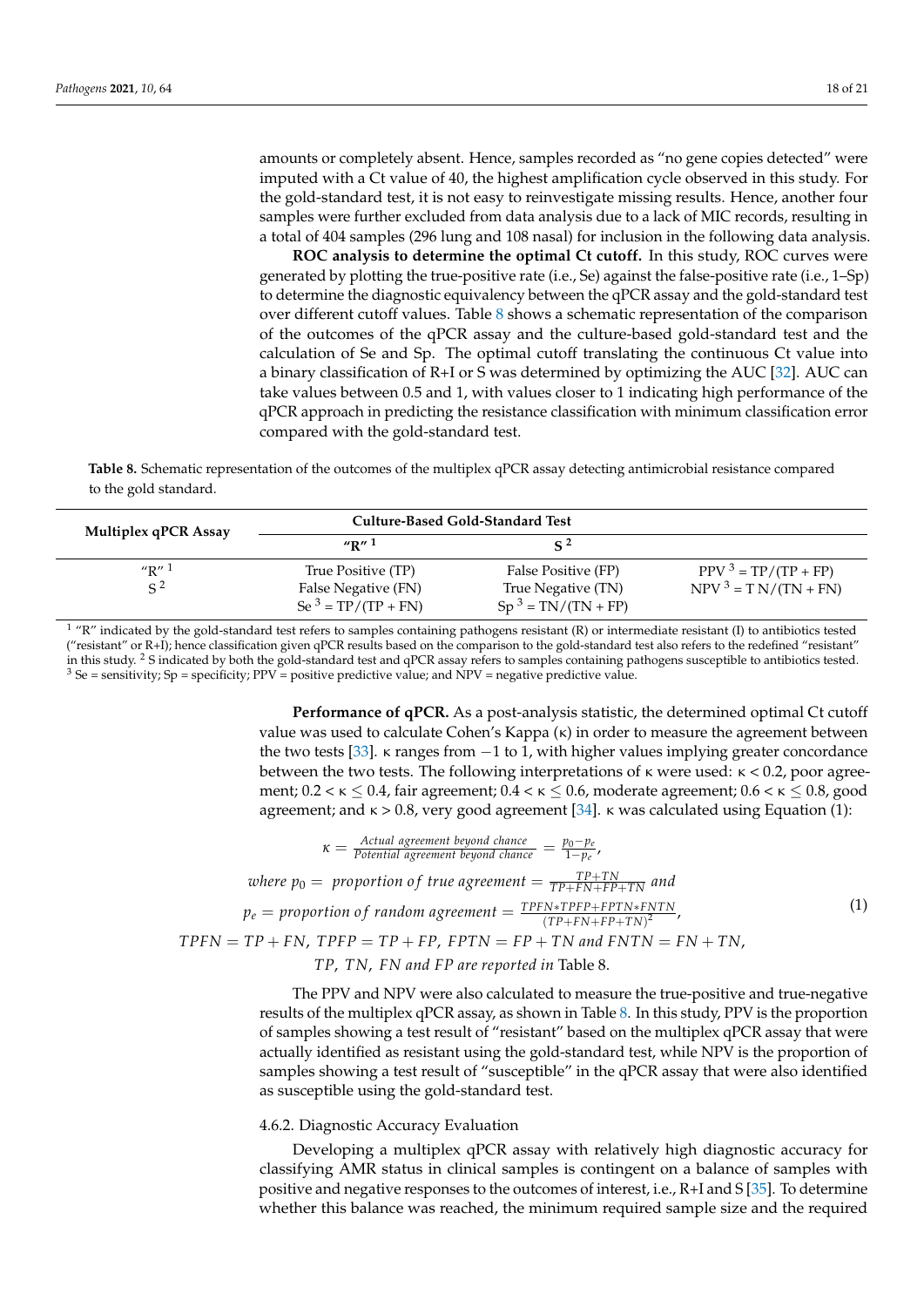amounts or completely absent. Hence, samples recorded as "no gene copies detected" were imputed with a Ct value of 40, the highest amplification cycle observed in this study. For the gold-standard test, it is not easy to reinvestigate missing results. Hence, another four samples were further excluded from data analysis due to a lack of MIC records, resulting in a total of 404 samples (296 lung and 108 nasal) for inclusion in the following data analysis.

**ROC analysis to determine the optimal Ct cutoff.** In this study, ROC curves were generated by plotting the true-positive rate (i.e., Se) against the false-positive rate (i.e., 1–Sp) to determine the diagnostic equivalency between the qPCR assay and the gold-standard test over different cutoff values. Table 8 shows a schematic representation of the comparison of the outcomes of the qPCR assay and the culture-based gold-standard test and the calculation of Se and Sp. The optimal cutoff translating the continuous Ct value into a binary classification of R+I or S was determined by optimizing the AUC [32]. AUC can take values between 0.5 and 1, with values closer to 1 indicating high performance of the qPCR approach in predicting the resistance classification with minimum classification error compared with the gold-standard test.

**Table 8.** Schematic representation of the outcomes of the multiplex qPCR assay detecting antimicrobial resistance compared to the gold standard.

| Multiplex qPCR Assay | Culture-Based Gold-Standard Test | | |
|---|---|---|---|
| | "R" [1] | S [2] | |
| "R" [1] | True Positive (TP) | False Positive (FP) | PPV [3] = TP/(TP + FP) |
| S [2] | False Negative (FN) | True Negative (TN) | NPV [3] = T N/(TN + FN) |
| | Se [3] = TP/(TP + FN) | Sp [3] = TN/(TN + FP) | |

[1] "R" indicated by the gold-standard test refers to samples containing pathogens resistant (R) or intermediate resistant (I) to antibiotics tested ("resistant" or R+I); hence classification given qPCR results based on the comparison to the gold-standard test also refers to the redefined "resistant" in this study. [2] S indicated by both the gold-standard test and qPCR assay refers to samples containing pathogens susceptible to antibiotics tested. [3] Se = sensitivity; Sp = specificity; PPV = positive predictive value; and NPV = negative predictive value.

**Performance of qPCR.** As a post-analysis statistic, the determined optimal Ct cutoff value was used to calculate Cohen's Kappa (κ) in order to measure the agreement between the two tests [33]. κ ranges from −1 to 1, with higher values implying greater concordance between the two tests. The following interpretations of κ were used: $\kappa < 0.2$, poor agreement; $0.2 < \kappa \leq 0.4$, fair agreement; $0.4 < \kappa \leq 0.6$, moderate agreement; $0.6 < \kappa \leq 0.8$, good agreement; and $\kappa > 0.8$, very good agreement [34]. κ was calculated using Equation (1):

$$
\begin{gathered}
\kappa = \frac{\textit{Actual agreement beyond chance}}{\textit{Potential agreement beyond chance}} = \frac{p_0 - p_e}{1 - p_e}, \\
\textit{where } p_0 = \textit{ proportion of true agreement} = \frac{TP + TN}{TP + FN + FP + TN} \textit{ and} \\
p_e = \textit{proportion of random agreement} = \frac{TPFN * TPFP + FPTN * FNTN}{(TP + FN + FP + TN)^2}, \\
TPFN = TP + FN,\ TPFP = TP + FP,\ FPTN = FP + TN \textit{ and } FNTN = FN + TN, \\
TP,\ TN,\ FN \textit{ and } FP \textit{ are reported in Table 8.}
\end{gathered}
\tag{1}
$$

The PPV and NPV were also calculated to measure the true-positive and true-negative results of the multiplex qPCR assay, as shown in Table 8. In this study, PPV is the proportion of samples showing a test result of "resistant" based on the multiplex qPCR assay that were actually identified as resistant using the gold-standard test, while NPV is the proportion of samples showing a test result of "susceptible" in the qPCR assay that were also identified as susceptible using the gold-standard test.

#### 4.6.2. Diagnostic Accuracy Evaluation

Developing a multiplex qPCR assay with relatively high diagnostic accuracy for classifying AMR status in clinical samples is contingent on a balance of samples with positive and negative responses to the outcomes of interest, i.e., R+I and S [35]. To determine whether this balance was reached, the minimum required sample size and the required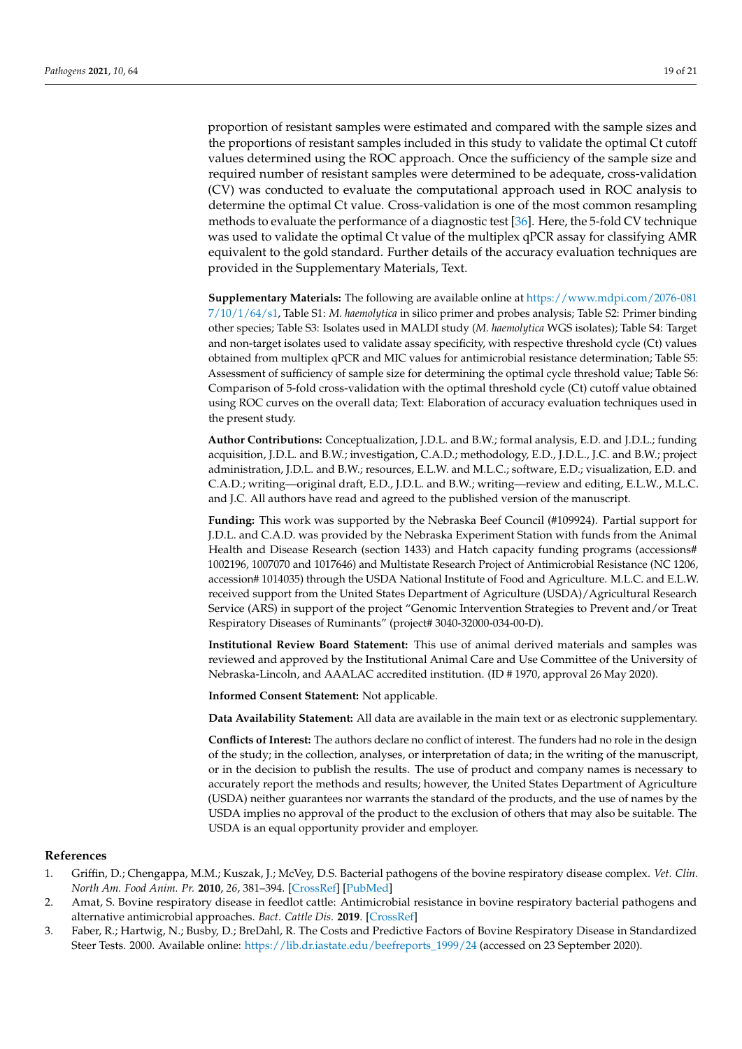proportion of resistant samples were estimated and compared with the sample sizes and the proportions of resistant samples included in this study to validate the optimal Ct cutoff values determined using the ROC approach. Once the sufficiency of the sample size and required number of resistant samples were determined to be adequate, cross-validation (CV) was conducted to evaluate the computational approach used in ROC analysis to determine the optimal Ct value. Cross-validation is one of the most common resampling methods to evaluate the performance of a diagnostic test [36]. Here, the 5-fold CV technique was used to validate the optimal Ct value of the multiplex qPCR assay for classifying AMR equivalent to the gold standard. Further details of the accuracy evaluation techniques are provided in the Supplementary Materials, Text.

**Supplementary Materials:** The following are available online at https://www.mdpi.com/2076-0817/10/1/64/s1, Table S1: *M. haemolytica* in silico primer and probes analysis; Table S2: Primer binding other species; Table S3: Isolates used in MALDI study (*M. haemolytica* WGS isolates); Table S4: Target and non-target isolates used to validate assay specificity, with respective threshold cycle (Ct) values obtained from multiplex qPCR and MIC values for antimicrobial resistance determination; Table S5: Assessment of sufficiency of sample size for determining the optimal cycle threshold value; Table S6: Comparison of 5-fold cross-validation with the optimal threshold cycle (Ct) cutoff value obtained using ROC curves on the overall data; Text: Elaboration of accuracy evaluation techniques used in the present study.

**Author Contributions:** Conceptualization, J.D.L. and B.W.; formal analysis, E.D. and J.D.L.; funding acquisition, J.D.L. and B.W.; investigation, C.A.D.; methodology, E.D., J.D.L., J.C. and B.W.; project administration, J.D.L. and B.W.; resources, E.L.W. and M.L.C.; software, E.D.; visualization, E.D. and C.A.D.; writing—original draft, E.D., J.D.L. and B.W.; writing—review and editing, E.L.W., M.L.C. and J.C. All authors have read and agreed to the published version of the manuscript.

**Funding:** This work was supported by the Nebraska Beef Council (#109924). Partial support for J.D.L. and C.A.D. was provided by the Nebraska Experiment Station with funds from the Animal Health and Disease Research (section 1433) and Hatch capacity funding programs (accessions# 1002196, 1007070 and 1017646) and Multistate Research Project of Antimicrobial Resistance (NC 1206, accession# 1014035) through the USDA National Institute of Food and Agriculture. M.L.C. and E.L.W. received support from the United States Department of Agriculture (USDA)/Agricultural Research Service (ARS) in support of the project "Genomic Intervention Strategies to Prevent and/or Treat Respiratory Diseases of Ruminants" (project# 3040-32000-034-00-D).

**Institutional Review Board Statement:** This use of animal derived materials and samples was reviewed and approved by the Institutional Animal Care and Use Committee of the University of Nebraska-Lincoln, and AAALAC accredited institution. (ID # 1970, approval 26 May 2020).

**Informed Consent Statement:** Not applicable.

**Data Availability Statement:** All data are available in the main text or as electronic supplementary.

**Conflicts of Interest:** The authors declare no conflict of interest. The funders had no role in the design of the study; in the collection, analyses, or interpretation of data; in the writing of the manuscript, or in the decision to publish the results. The use of product and company names is necessary to accurately report the methods and results; however, the United States Department of Agriculture (USDA) neither guarantees nor warrants the standard of the products, and the use of names by the USDA implies no approval of the product to the exclusion of others that may also be suitable. The USDA is an equal opportunity provider and employer.

## References

1. Griffin, D.; Chengappa, M.M.; Kuszak, J.; McVey, D.S. Bacterial pathogens of the bovine respiratory disease complex. *Vet. Clin. North Am. Food Anim. Pr.* **2010**, *26*, 381–394. [CrossRef] [PubMed]
2. Amat, S. Bovine respiratory disease in feedlot cattle: Antimicrobial resistance in bovine respiratory bacterial pathogens and alternative antimicrobial approaches. *Bact. Cattle Dis.* **2019**. [CrossRef]
3. Faber, R.; Hartwig, N.; Busby, D.; BreDahl, R. The Costs and Predictive Factors of Bovine Respiratory Disease in Standardized Steer Tests. 2000. Available online: https://lib.dr.iastate.edu/beefreports_1999/24 (accessed on 23 September 2020).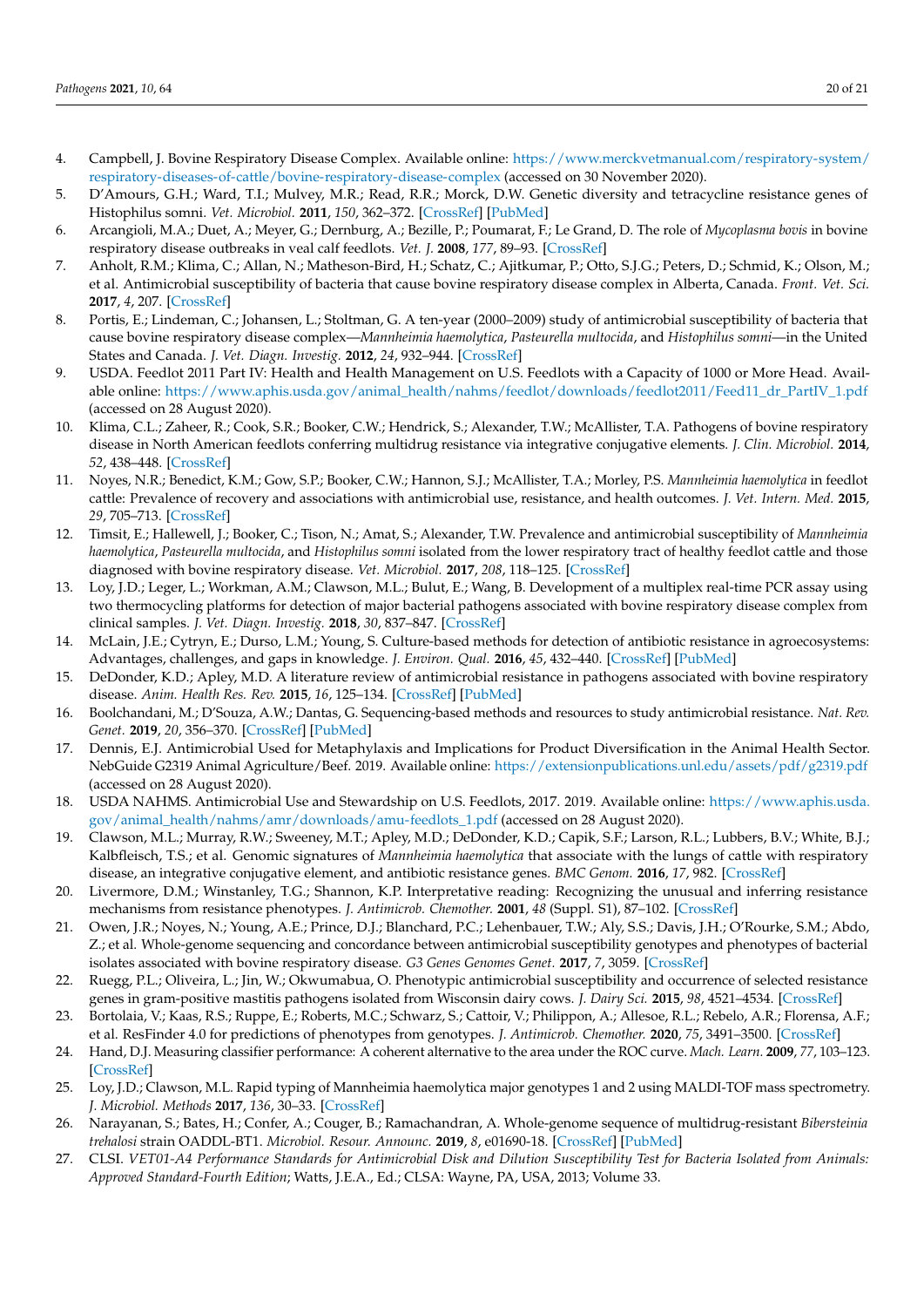4. Campbell, J. Bovine Respiratory Disease Complex. Available online: https://www.merckvetmanual.com/respiratory-system/respiratory-diseases-of-cattle/bovine-respiratory-disease-complex (accessed on 30 November 2020).
5. D'Amours, G.H.; Ward, T.I.; Mulvey, M.R.; Read, R.R.; Morck, D.W. Genetic diversity and tetracycline resistance genes of Histophilus somni. *Vet. Microbiol.* **2011**, *150*, 362–372. [CrossRef] [PubMed]
6. Arcangioli, M.A.; Duet, A.; Meyer, G.; Dernburg, A.; Bezille, P.; Poumarat, F.; Le Grand, D. The role of *Mycoplasma bovis* in bovine respiratory disease outbreaks in veal calf feedlots. *Vet. J.* **2008**, *177*, 89–93. [CrossRef]
7. Anholt, R.M.; Klima, C.; Allan, N.; Matheson-Bird, H.; Schatz, C.; Ajitkumar, P.; Otto, S.J.G.; Peters, D.; Schmid, K.; Olson, M.; et al. Antimicrobial susceptibility of bacteria that cause bovine respiratory disease complex in Alberta, Canada. *Front. Vet. Sci.* **2017**, *4*, 207. [CrossRef]
8. Portis, E.; Lindeman, C.; Johansen, L.; Stoltman, G. A ten-year (2000–2009) study of antimicrobial susceptibility of bacteria that cause bovine respiratory disease complex—*Mannheimia haemolytica*, *Pasteurella multocida*, and *Histophilus somni*—in the United States and Canada. *J. Vet. Diagn. Investig.* **2012**, *24*, 932–944. [CrossRef]
9. USDA. Feedlot 2011 Part IV: Health and Health Management on U.S. Feedlots with a Capacity of 1000 or More Head. Available online: https://www.aphis.usda.gov/animal_health/nahms/feedlot/downloads/feedlot2011/Feed11_dr_PartIV_1.pdf (accessed on 28 August 2020).
10. Klima, C.L.; Zaheer, R.; Cook, S.R.; Booker, C.W.; Hendrick, S.; Alexander, T.W.; McAllister, T.A. Pathogens of bovine respiratory disease in North American feedlots conferring multidrug resistance via integrative conjugative elements. *J. Clin. Microbiol.* **2014**, *52*, 438–448. [CrossRef]
11. Noyes, N.R.; Benedict, K.M.; Gow, S.P.; Booker, C.W.; Hannon, S.J.; McAllister, T.A.; Morley, P.S. *Mannheimia haemolytica* in feedlot cattle: Prevalence of recovery and associations with antimicrobial use, resistance, and health outcomes. *J. Vet. Intern. Med.* **2015**, *29*, 705–713. [CrossRef]
12. Timsit, E.; Hallewell, J.; Booker, C.; Tison, N.; Amat, S.; Alexander, T.W. Prevalence and antimicrobial susceptibility of *Mannheimia haemolytica*, *Pasteurella multocida*, and *Histophilus somni* isolated from the lower respiratory tract of healthy feedlot cattle and those diagnosed with bovine respiratory disease. *Vet. Microbiol.* **2017**, *208*, 118–125. [CrossRef]
13. Loy, J.D.; Leger, L.; Workman, A.M.; Clawson, M.L.; Bulut, E.; Wang, B. Development of a multiplex real-time PCR assay using two thermocycling platforms for detection of major bacterial pathogens associated with bovine respiratory disease complex from clinical samples. *J. Vet. Diagn. Investig.* **2018**, *30*, 837–847. [CrossRef]
14. McLain, J.E.; Cytryn, E.; Durso, L.M.; Young, S. Culture-based methods for detection of antibiotic resistance in agroecosystems: Advantages, challenges, and gaps in knowledge. *J. Environ. Qual.* **2016**, *45*, 432–440. [CrossRef] [PubMed]
15. DeDonder, K.D.; Apley, M.D. A literature review of antimicrobial resistance in pathogens associated with bovine respiratory disease. *Anim. Health Res. Rev.* **2015**, *16*, 125–134. [CrossRef] [PubMed]
16. Boolchandani, M.; D'Souza, A.W.; Dantas, G. Sequencing-based methods and resources to study antimicrobial resistance. *Nat. Rev. Genet.* **2019**, *20*, 356–370. [CrossRef] [PubMed]
17. Dennis, E.J. Antimicrobial Used for Metaphylaxis and Implications for Product Diversification in the Animal Health Sector. NebGuide G2319 Animal Agriculture/Beef. 2019. Available online: https://extensionpublications.unl.edu/assets/pdf/g2319.pdf (accessed on 28 August 2020).
18. USDA NAHMS. Antimicrobial Use and Stewardship on U.S. Feedlots, 2017. 2019. Available online: https://www.aphis.usda.gov/animal_health/nahms/amr/downloads/amu-feedlots_1.pdf (accessed on 28 August 2020).
19. Clawson, M.L.; Murray, R.W.; Sweeney, M.T.; Apley, M.D.; DeDonder, K.D.; Capik, S.F.; Larson, R.L.; Lubbers, B.V.; White, B.J.; Kalbfleisch, T.S.; et al. Genomic signatures of *Mannheimia haemolytica* that associate with the lungs of cattle with respiratory disease, an integrative conjugative element, and antibiotic resistance genes. *BMC Genom.* **2016**, *17*, 982. [CrossRef]
20. Livermore, D.M.; Winstanley, T.G.; Shannon, K.P. Interpretative reading: Recognizing the unusual and inferring resistance mechanisms from resistance phenotypes. *J. Antimicrob. Chemother.* **2001**, *48* (Suppl. S1), 87–102. [CrossRef]
21. Owen, J.R.; Noyes, N.; Young, A.E.; Prince, D.J.; Blanchard, P.C.; Lehenbauer, T.W.; Aly, S.S.; Davis, J.H.; O'Rourke, S.M.; Abdo, Z.; et al. Whole-genome sequencing and concordance between antimicrobial susceptibility genotypes and phenotypes of bacterial isolates associated with bovine respiratory disease. *G3 Genes Genomes Genet.* **2017**, *7*, 3059. [CrossRef]
22. Ruegg, P.L.; Oliveira, L.; Jin, W.; Okwumabua, O. Phenotypic antimicrobial susceptibility and occurrence of selected resistance genes in gram-positive mastitis pathogens isolated from Wisconsin dairy cows. *J. Dairy Sci.* **2015**, *98*, 4521–4534. [CrossRef]
23. Bortolaia, V.; Kaas, R.S.; Ruppe, E.; Roberts, M.C.; Schwarz, S.; Cattoir, V.; Philippon, A.; Allesoe, R.L.; Rebelo, A.R.; Florensa, A.F.; et al. ResFinder 4.0 for predictions of phenotypes from genotypes. *J. Antimicrob. Chemother.* **2020**, *75*, 3491–3500. [CrossRef]
24. Hand, D.J. Measuring classifier performance: A coherent alternative to the area under the ROC curve. *Mach. Learn.* **2009**, *77*, 103–123. [CrossRef]
25. Loy, J.D.; Clawson, M.L. Rapid typing of Mannheimia haemolytica major genotypes 1 and 2 using MALDI-TOF mass spectrometry. *J. Microbiol. Methods* **2017**, *136*, 30–33. [CrossRef]
26. Narayanan, S.; Bates, H.; Confer, A.; Couger, B.; Ramachandran, A. Whole-genome sequence of multidrug-resistant *Bibersteinia trehalosi* strain OADDL-BT1. *Microbiol. Resour. Announc.* **2019**, *8*, e01690-18. [CrossRef] [PubMed]
27. CLSI. *VET01-A4 Performance Standards for Antimicrobial Disk and Dilution Susceptibility Test for Bacteria Isolated from Animals: Approved Standard-Fourth Edition*; Watts, J.E.A., Ed.; CLSA: Wayne, PA, USA, 2013; Volume 33.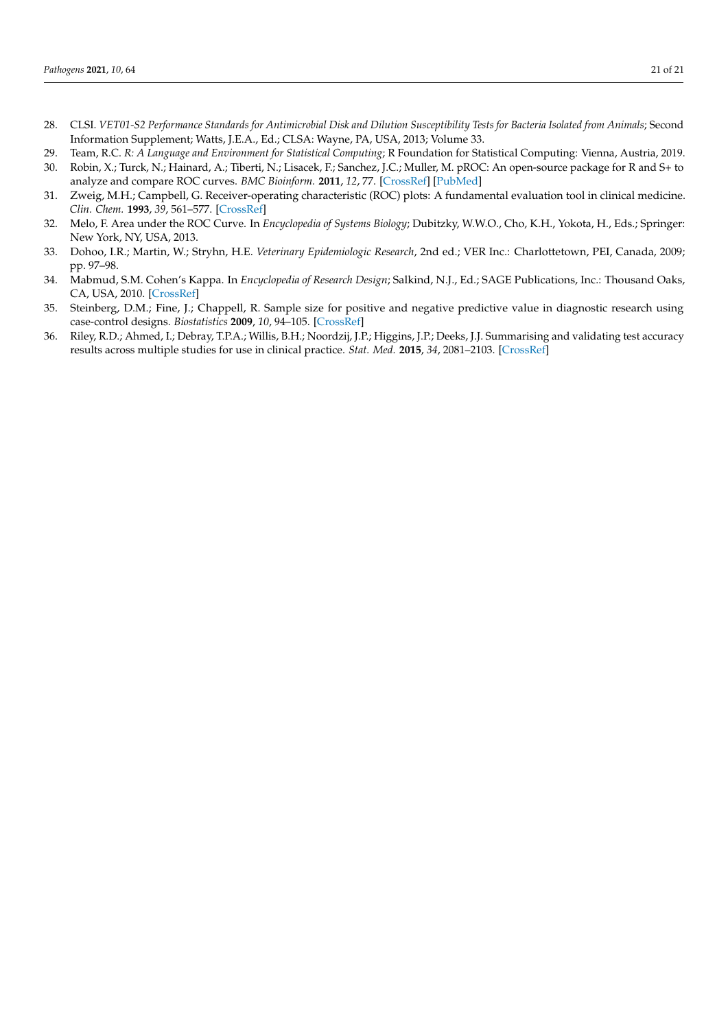28. CLSI. *VET01-S2 Performance Standards for Antimicrobial Disk and Dilution Susceptibility Tests for Bacteria Isolated from Animals*; Second Information Supplement; Watts, J.E.A., Ed.; CLSA: Wayne, PA, USA, 2013; Volume 33.
29. Team, R.C. *R: A Language and Environment for Statistical Computing*; R Foundation for Statistical Computing: Vienna, Austria, 2019.
30. Robin, X.; Turck, N.; Hainard, A.; Tiberti, N.; Lisacek, F.; Sanchez, J.C.; Muller, M. pROC: An open-source package for R and S+ to analyze and compare ROC curves. *BMC Bioinform.* **2011**, *12*, 77. [CrossRef] [PubMed]
31. Zweig, M.H.; Campbell, G. Receiver-operating characteristic (ROC) plots: A fundamental evaluation tool in clinical medicine. *Clin. Chem.* **1993**, *39*, 561–577. [CrossRef]
32. Melo, F. Area under the ROC Curve. In *Encyclopedia of Systems Biology*; Dubitzky, W.W.O., Cho, K.H., Yokota, H., Eds.; Springer: New York, NY, USA, 2013.
33. Dohoo, I.R.; Martin, W.; Stryhn, H.E. *Veterinary Epidemiologic Research*, 2nd ed.; VER Inc.: Charlottetown, PEI, Canada, 2009; pp. 97–98.
34. Mabmud, S.M. Cohen's Kappa. In *Encyclopedia of Research Design*; Salkind, N.J., Ed.; SAGE Publications, Inc.: Thousand Oaks, CA, USA, 2010. [CrossRef]
35. Steinberg, D.M.; Fine, J.; Chappell, R. Sample size for positive and negative predictive value in diagnostic research using case-control designs. *Biostatistics* **2009**, *10*, 94–105. [CrossRef]
36. Riley, R.D.; Ahmed, I.; Debray, T.P.A.; Willis, B.H.; Noordzij, J.P.; Higgins, J.P.; Deeks, J.J. Summarising and validating test accuracy results across multiple studies for use in clinical practice. *Stat. Med.* **2015**, *34*, 2081–2103. [CrossRef]